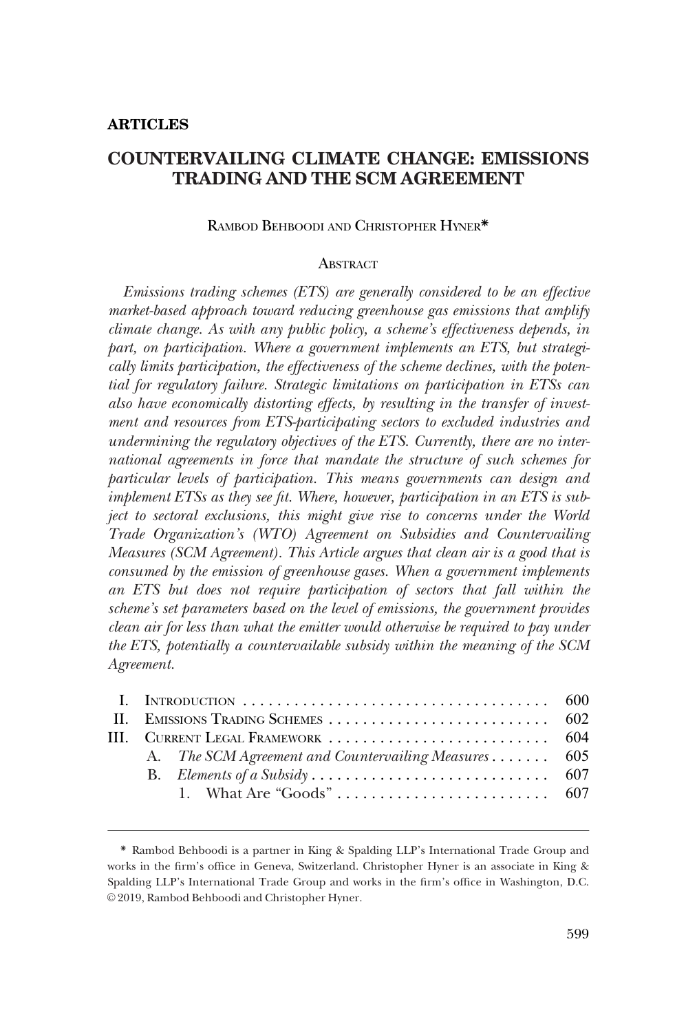**ARTICLES**

# COUNTERVAILING CLIMATE CHANGE: EMISSIONS TRADING AND THE SCM AGREEMENT

RAMBOD BEHBOODI AND CHRISTOPHER HYNER*

## ABSTRACT

*Emissions trading schemes (ETS) are generally considered to be an effective market-based approach toward reducing greenhouse gas emissions that amplify climate change. As with any public policy, a scheme's effectiveness depends, in part, on participation. Where a government implements an ETS, but strategically limits participation, the effectiveness of the scheme declines, with the potential for regulatory failure. Strategic limitations on participation in ETSs can also have economically distorting effects, by resulting in the transfer of investment and resources from ETS-participating sectors to excluded industries and undermining the regulatory objectives of the ETS. Currently, there are no international agreements in force that mandate the structure of such schemes for particular levels of participation. This means governments can design and implement ETSs as they see fit. Where, however, participation in an ETS is subject to sectoral exclusions, this might give rise to concerns under the World Trade Organization's (WTO) Agreement on Subsidies and Countervailing Measures (SCM Agreement). This Article argues that clean air is a good that is consumed by the emission of greenhouse gases. When a government implements an ETS but does not require participation of sectors that fall within the scheme's set parameters based on the level of emissions, the government provides clean air for less than what the emitter would otherwise be required to pay under the ETS, potentially a countervailable subsidy within the meaning of the SCM Agreement.*

| | | |
|---|---|---|
| I. | INTRODUCTION | 600 |
| II. | EMISSIONS TRADING SCHEMES | 602 |
| III. | CURRENT LEGAL FRAMEWORK | 604 |
| | A. *The SCM Agreement and Countervailing Measures* | 605 |
| | B. *Elements of a Subsidy* | 607 |
| | 1. What Are "Goods" | 607 |

---

\* Rambod Behboodi is a partner in King & Spalding LLP's International Trade Group and works in the firm's office in Geneva, Switzerland. Christopher Hyner is an associate in King & Spalding LLP's International Trade Group and works in the firm's office in Washington, D.C. © 2019, Rambod Behboodi and Christopher Hyner.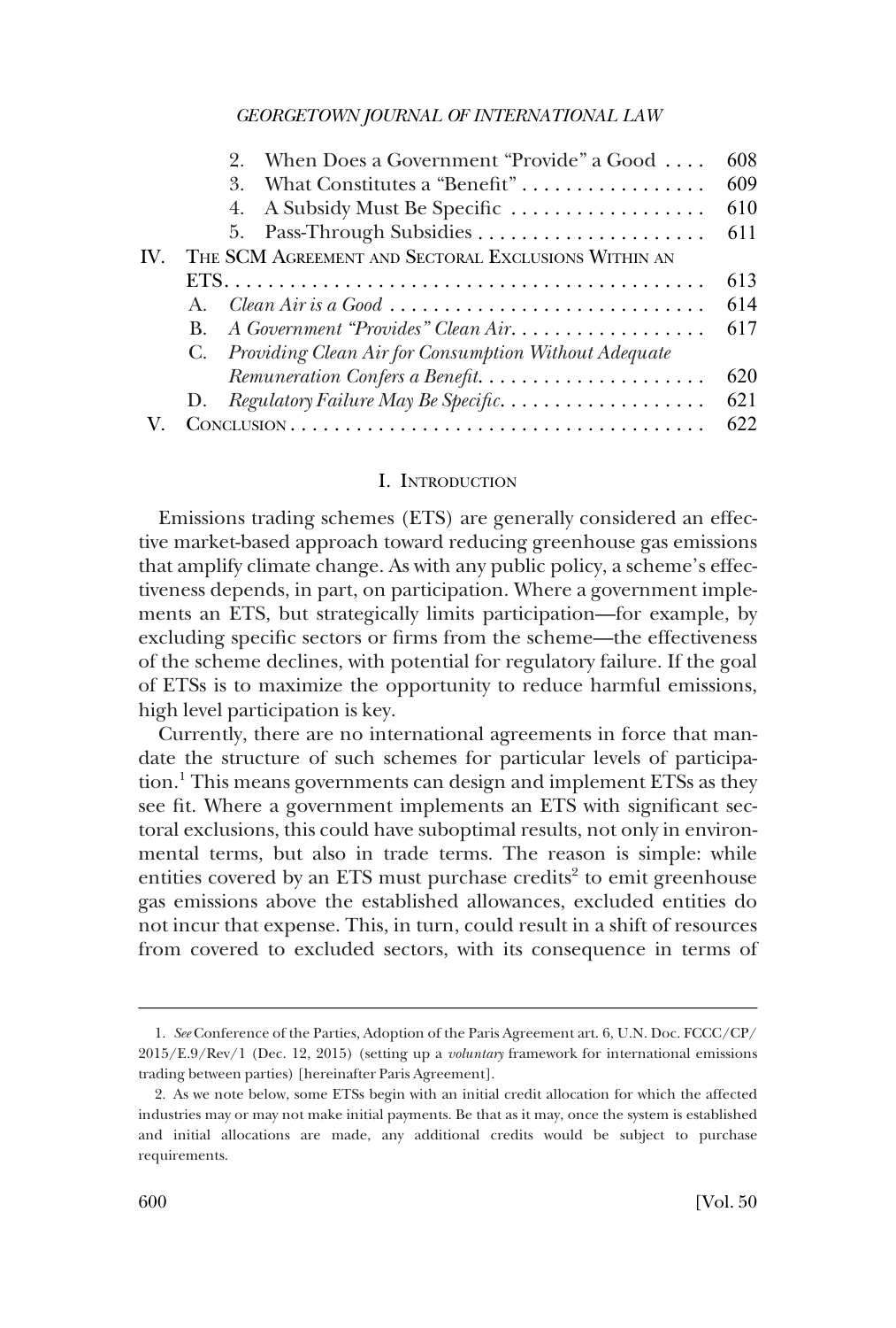2. When Does a Government "Provide" a Good .... 608
3. What Constitutes a "Benefit" ................. 609
4. A Subsidy Must Be Specific .................. 610
5. Pass-Through Subsidies ...................... 611

IV. THE SCM AGREEMENT AND SECTORAL EXCLUSIONS WITHIN AN ETS............................................. 613

A. *Clean Air is a Good* ............................. 614
B. *A Government "Provides" Clean Air*.................. 617
C. *Providing Clean Air for Consumption Without Adequate Remuneration Confers a Benefit*..................... 620
D. *Regulatory Failure May Be Specific*................... 621

V. CONCLUSION....................................... 622

## I. INTRODUCTION

Emissions trading schemes (ETS) are generally considered an effective market-based approach toward reducing greenhouse gas emissions that amplify climate change. As with any public policy, a scheme's effectiveness depends, in part, on participation. Where a government implements an ETS, but strategically limits participation—for example, by excluding specific sectors or firms from the scheme—the effectiveness of the scheme declines, with potential for regulatory failure. If the goal of ETSs is to maximize the opportunity to reduce harmful emissions, high level participation is key.

Currently, there are no international agreements in force that mandate the structure of such schemes for particular levels of participation.[1] This means governments can design and implement ETSs as they see fit. Where a government implements an ETS with significant sectoral exclusions, this could have suboptimal results, not only in environmental terms, but also in trade terms. The reason is simple: while entities covered by an ETS must purchase credits[2] to emit greenhouse gas emissions above the established allowances, excluded entities do not incur that expense. This, in turn, could result in a shift of resources from covered to excluded sectors, with its consequence in terms of

1. *See* Conference of the Parties, Adoption of the Paris Agreement art. 6, U.N. Doc. FCCC/CP/2015/L.9/Rev/1 (Dec. 12, 2015) (setting up a *voluntary* framework for international emissions trading between parties) [hereinafter Paris Agreement].

2. As we note below, some ETSs begin with an initial credit allocation for which the affected industries may or may not make initial payments. Be that as it may, once the system is established and initial allocations are made, any additional credits would be subject to purchase requirements.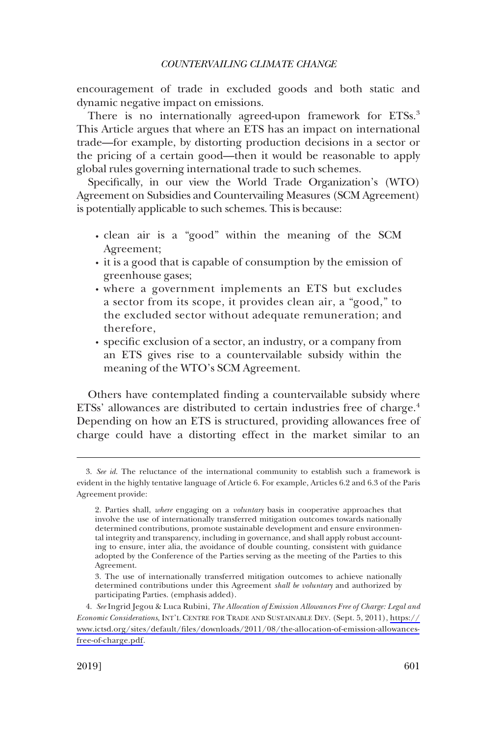encouragement of trade in excluded goods and both static and dynamic negative impact on emissions.

There is no internationally agreed-upon framework for ETSs.[3] This Article argues that where an ETS has an impact on international trade—for example, by distorting production decisions in a sector or the pricing of a certain good—then it would be reasonable to apply global rules governing international trade to such schemes.

Specifically, in our view the World Trade Organization's (WTO) Agreement on Subsidies and Countervailing Measures (SCM Agreement) is potentially applicable to such schemes. This is because:

- clean air is a "good" within the meaning of the SCM Agreement;
- it is a good that is capable of consumption by the emission of greenhouse gases;
- where a government implements an ETS but excludes a sector from its scope, it provides clean air, a "good," to the excluded sector without adequate remuneration; and therefore,
- specific exclusion of a sector, an industry, or a company from an ETS gives rise to a countervailable subsidy within the meaning of the WTO's SCM Agreement.

Others have contemplated finding a countervailable subsidy where ETSs' allowances are distributed to certain industries free of charge.[4] Depending on how an ETS is structured, providing allowances free of charge could have a distorting effect in the market similar to an

---

3. *See id.* The reluctance of the international community to establish such a framework is evident in the highly tentative language of Article 6. For example, Articles 6.2 and 6.3 of the Paris Agreement provide:

> 2. Parties shall, *where* engaging on a *voluntary* basis in cooperative approaches that involve the use of internationally transferred mitigation outcomes towards nationally determined contributions, promote sustainable development and ensure environmental integrity and transparency, including in governance, and shall apply robust accounting to ensure, inter alia, the avoidance of double counting, consistent with guidance adopted by the Conference of the Parties serving as the meeting of the Parties to this Agreement.
>
> 3. The use of internationally transferred mitigation outcomes to achieve nationally determined contributions under this Agreement *shall be voluntary* and authorized by participating Parties. (emphasis added).

4. *See* Ingrid Jegou & Luca Rubini, *The Allocation of Emission Allowances Free of Charge: Legal and Economic Considerations*, INT'L CENTRE FOR TRADE AND SUSTAINABLE DEV. (Sept. 5, 2011), https://www.ictsd.org/sites/default/files/downloads/2011/08/the-allocation-of-emission-allowances-free-of-charge.pdf.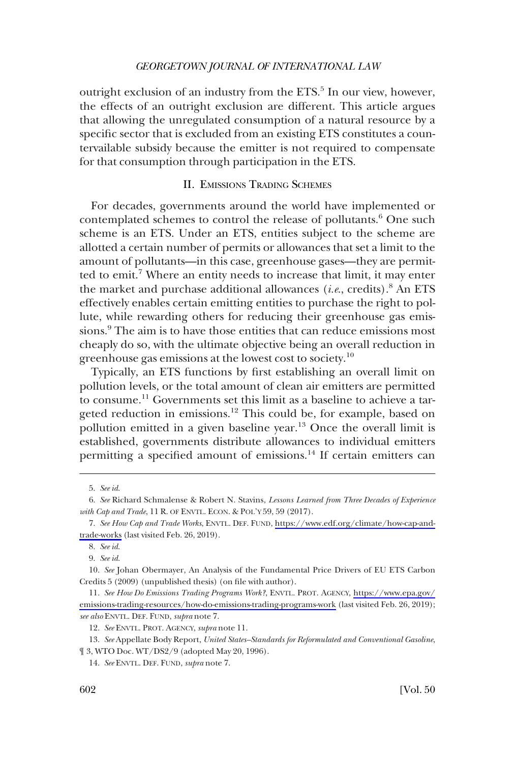outright exclusion of an industry from the ETS.[5] In our view, however, the effects of an outright exclusion are different. This article argues that allowing the unregulated consumption of a natural resource by a specific sector that is excluded from an existing ETS constitutes a countervailable subsidy because the emitter is not required to compensate for that consumption through participation in the ETS.

## II. Emissions Trading Schemes

For decades, governments around the world have implemented or contemplated schemes to control the release of pollutants.[6] One such scheme is an ETS. Under an ETS, entities subject to the scheme are allotted a certain number of permits or allowances that set a limit to the amount of pollutants—in this case, greenhouse gases—they are permitted to emit.[7] Where an entity needs to increase that limit, it may enter the market and purchase additional allowances (*i.e.*, credits).[8] An ETS effectively enables certain emitting entities to purchase the right to pollute, while rewarding others for reducing their greenhouse gas emissions.[9] The aim is to have those entities that can reduce emissions most cheaply do so, with the ultimate objective being an overall reduction in greenhouse gas emissions at the lowest cost to society.[10]

Typically, an ETS functions by first establishing an overall limit on pollution levels, or the total amount of clean air emitters are permitted to consume.[11] Governments set this limit as a baseline to achieve a targeted reduction in emissions.[12] This could be, for example, based on pollution emitted in a given baseline year.[13] Once the overall limit is established, governments distribute allowances to individual emitters permitting a specified amount of emissions.[14] If certain emitters can

---

5. *See id.*

6. *See* Richard Schmalense & Robert N. Stavins, *Lessons Learned from Three Decades of Experience with Cap and Trade*, 11 R. OF ENVTL. ECON. & POL'Y 59, 59 (2017).

7. *See How Cap and Trade Works*, ENVTL. DEF. FUND, https://www.edf.org/climate/how-cap-and-trade-works (last visited Feb. 26, 2019).

8. *See id.*

9. *See id.*

10. *See* Johan Obermayer, An Analysis of the Fundamental Price Drivers of EU ETS Carbon Credits 5 (2009) (unpublished thesis) (on file with author).

11. *See How Do Emissions Trading Programs Work?*, ENVTL. PROT. AGENCY, https://www.epa.gov/emissions-trading-resources/how-do-emissions-trading-programs-work (last visited Feb. 26, 2019); *see also* ENVTL. DEF. FUND, *supra* note 7.

12. *See* ENVTL. PROT. AGENCY, *supra* note 11.

13. *See* Appellate Body Report, *United States–Standards for Reformulated and Conventional Gasoline*, ¶ 3, WTO Doc. WT/DS2/9 (adopted May 20, 1996).

14. *See* ENVTL. DEF. FUND, *supra* note 7.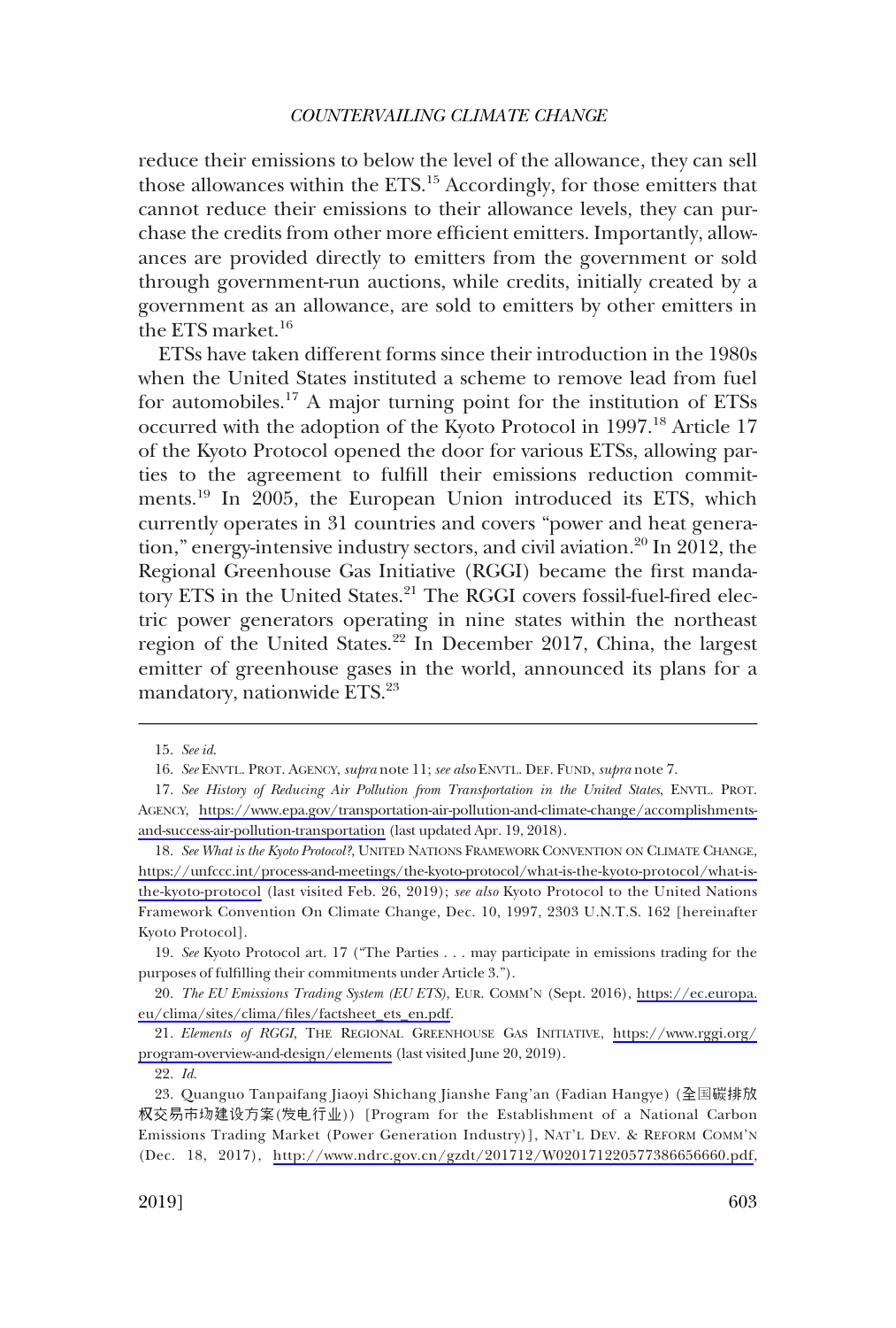reduce their emissions to below the level of the allowance, they can sell those allowances within the ETS.[15] Accordingly, for those emitters that cannot reduce their emissions to their allowance levels, they can purchase the credits from other more efficient emitters. Importantly, allowances are provided directly to emitters from the government or sold through government-run auctions, while credits, initially created by a government as an allowance, are sold to emitters by other emitters in the ETS market.[16]

ETSs have taken different forms since their introduction in the 1980s when the United States instituted a scheme to remove lead from fuel for automobiles.[17] A major turning point for the institution of ETSs occurred with the adoption of the Kyoto Protocol in 1997.[18] Article 17 of the Kyoto Protocol opened the door for various ETSs, allowing parties to the agreement to fulfill their emissions reduction commitments.[19] In 2005, the European Union introduced its ETS, which currently operates in 31 countries and covers "power and heat generation," energy-intensive industry sectors, and civil aviation.[20] In 2012, the Regional Greenhouse Gas Initiative (RGGI) became the first mandatory ETS in the United States.[21] The RGGI covers fossil-fuel-fired electric power generators operating in nine states within the northeast region of the United States.[22] In December 2017, China, the largest emitter of greenhouse gases in the world, announced its plans for a mandatory, nationwide ETS.[23]

---

15. *See id.*

16. *See* ENVTL. PROT. AGENCY, *supra* note 11; *see also* ENVTL. DEF. FUND, *supra* note 7.

17. *See History of Reducing Air Pollution from Transportation in the United States*, ENVTL. PROT. AGENCY, https://www.epa.gov/transportation-air-pollution-and-climate-change/accomplishments-and-success-air-pollution-transportation (last updated Apr. 19, 2018).

18. *See What is the Kyoto Protocol?*, UNITED NATIONS FRAMEWORK CONVENTION ON CLIMATE CHANGE, https://unfccc.int/process-and-meetings/the-kyoto-protocol/what-is-the-kyoto-protocol/what-is-the-kyoto-protocol (last visited Feb. 26, 2019); *see also* Kyoto Protocol to the United Nations Framework Convention On Climate Change, Dec. 10, 1997, 2303 U.N.T.S. 162 [hereinafter Kyoto Protocol].

19. *See* Kyoto Protocol art. 17 ("The Parties . . . may participate in emissions trading for the purposes of fulfilling their commitments under Article 3.").

20. *The EU Emissions Trading System (EU ETS)*, EUR. COMM'N (Sept. 2016), https://ec.europa.eu/clima/sites/clima/files/factsheet_ets_en.pdf.

21. *Elements of RGGI*, THE REGIONAL GREENHOUSE GAS INITIATIVE, https://www.rggi.org/program-overview-and-design/elements (last visited June 20, 2019).

22. *Id.*

23. Quanguo Tanpaifang Jiaoyi Shichang Jianshe Fang'an (Fadian Hangye) (全国碳排放权交易市场建设方案(发电行业)) [Program for the Establishment of a National Carbon Emissions Trading Market (Power Generation Industry)], NAT'L DEV. & REFORM COMM'N (Dec. 18, 2017), http://www.ndrc.gov.cn/gzdt/201712/W020171220577386656660.pdf,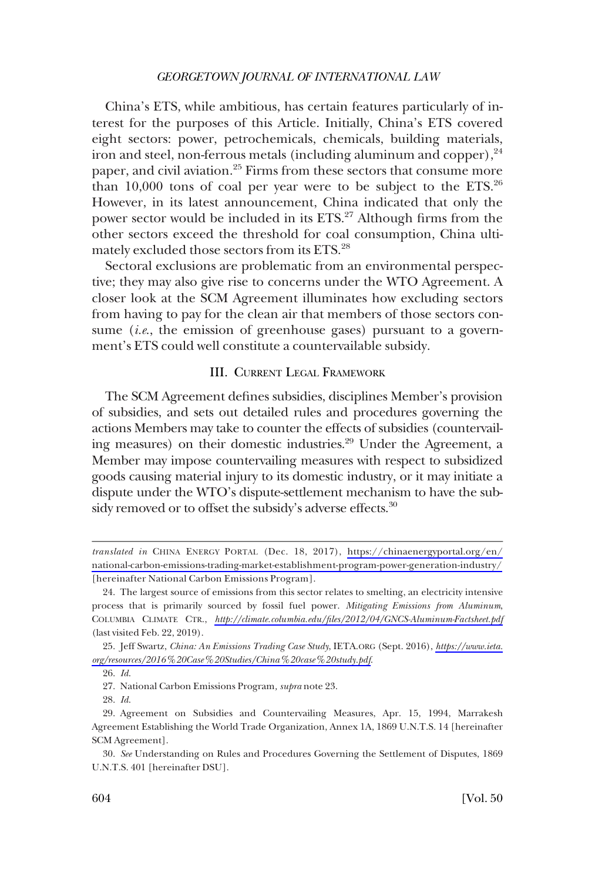China's ETS, while ambitious, has certain features particularly of interest for the purposes of this Article. Initially, China's ETS covered eight sectors: power, petrochemicals, chemicals, building materials, iron and steel, non-ferrous metals (including aluminum and copper),[24] paper, and civil aviation.[25] Firms from these sectors that consume more than 10,000 tons of coal per year were to be subject to the ETS.[26] However, in its latest announcement, China indicated that only the power sector would be included in its ETS.[27] Although firms from the other sectors exceed the threshold for coal consumption, China ultimately excluded those sectors from its ETS.[28]

Sectoral exclusions are problematic from an environmental perspective; they may also give rise to concerns under the WTO Agreement. A closer look at the SCM Agreement illuminates how excluding sectors from having to pay for the clean air that members of those sectors consume (*i.e.*, the emission of greenhouse gases) pursuant to a government's ETS could well constitute a countervailable subsidy.

## III. Current Legal Framework

The SCM Agreement defines subsidies, disciplines Member's provision of subsidies, and sets out detailed rules and procedures governing the actions Members may take to counter the effects of subsidies (countervailing measures) on their domestic industries.[29] Under the Agreement, a Member may impose countervailing measures with respect to subsidized goods causing material injury to its domestic industry, or it may initiate a dispute under the WTO's dispute-settlement mechanism to have the subsidy removed or to offset the subsidy's adverse effects.[30]

---

*translated in* China Energy Portal (Dec. 18, 2017), https://chinaenergyportal.org/en/national-carbon-emissions-trading-market-establishment-program-power-generation-industry/ [hereinafter National Carbon Emissions Program].

24. The largest source of emissions from this sector relates to smelting, an electricity intensive process that is primarily sourced by fossil fuel power. *Mitigating Emissions from Aluminum*, Columbia Climate Ctr., *http://climate.columbia.edu/files/2012/04/GNCS-Aluminum-Factsheet.pdf* (last visited Feb. 22, 2019).

25. Jeff Swartz, *China: An Emissions Trading Case Study*, IETA.org (Sept. 2016), *https://www.ieta.org/resources/2016%20Case%20Studies/China%20case%20study.pdf*.

26. *Id.*

27. National Carbon Emissions Program, *supra* note 23.

28. *Id.*

29. Agreement on Subsidies and Countervailing Measures, Apr. 15, 1994, Marrakesh Agreement Establishing the World Trade Organization, Annex 1A, 1869 U.N.T.S. 14 [hereinafter SCM Agreement].

30. *See* Understanding on Rules and Procedures Governing the Settlement of Disputes, 1869 U.N.T.S. 401 [hereinafter DSU].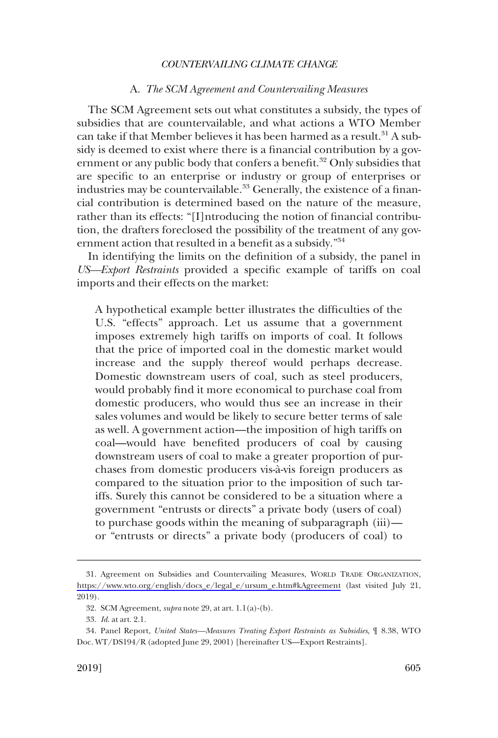### A. *The SCM Agreement and Countervailing Measures*

The SCM Agreement sets out what constitutes a subsidy, the types of subsidies that are countervailable, and what actions a WTO Member can take if that Member believes it has been harmed as a result.[31] A subsidy is deemed to exist where there is a financial contribution by a government or any public body that confers a benefit.[32] Only subsidies that are specific to an enterprise or industry or group of enterprises or industries may be countervailable.[33] Generally, the existence of a financial contribution is determined based on the nature of the measure, rather than its effects: "[I]ntroducing the notion of financial contribution, the drafters foreclosed the possibility of the treatment of any government action that resulted in a benefit as a subsidy."[34]

In identifying the limits on the definition of a subsidy, the panel in *US—Export Restraints* provided a specific example of tariffs on coal imports and their effects on the market:

> A hypothetical example better illustrates the difficulties of the U.S. "effects" approach. Let us assume that a government imposes extremely high tariffs on imports of coal. It follows that the price of imported coal in the domestic market would increase and the supply thereof would perhaps decrease. Domestic downstream users of coal, such as steel producers, would probably find it more economical to purchase coal from domestic producers, who would thus see an increase in their sales volumes and would be likely to secure better terms of sale as well. A government action—the imposition of high tariffs on coal—would have benefited producers of coal by causing downstream users of coal to make a greater proportion of purchases from domestic producers vis-à-vis foreign producers as compared to the situation prior to the imposition of such tariffs. Surely this cannot be considered to be a situation where a government "entrusts or directs" a private body (users of coal) to purchase goods within the meaning of subparagraph (iii)—or "entrusts or directs" a private body (producers of coal) to

---

31. Agreement on Subsidies and Countervailing Measures, WORLD TRADE ORGANIZATION, https://www.wto.org/english/docs_e/legal_e/ursum_e.htm#kAgreement (last visited July 21, 2019).

32. SCM Agreement, *supra* note 29, at art. 1.1(a)-(b).

33. *Id.* at art. 2.1.

34. Panel Report, *United States—Measures Treating Export Restraints as Subsidies*, ¶ 8.38, WTO Doc. WT/DS194/R (adopted June 29, 2001) [hereinafter US—Export Restraints].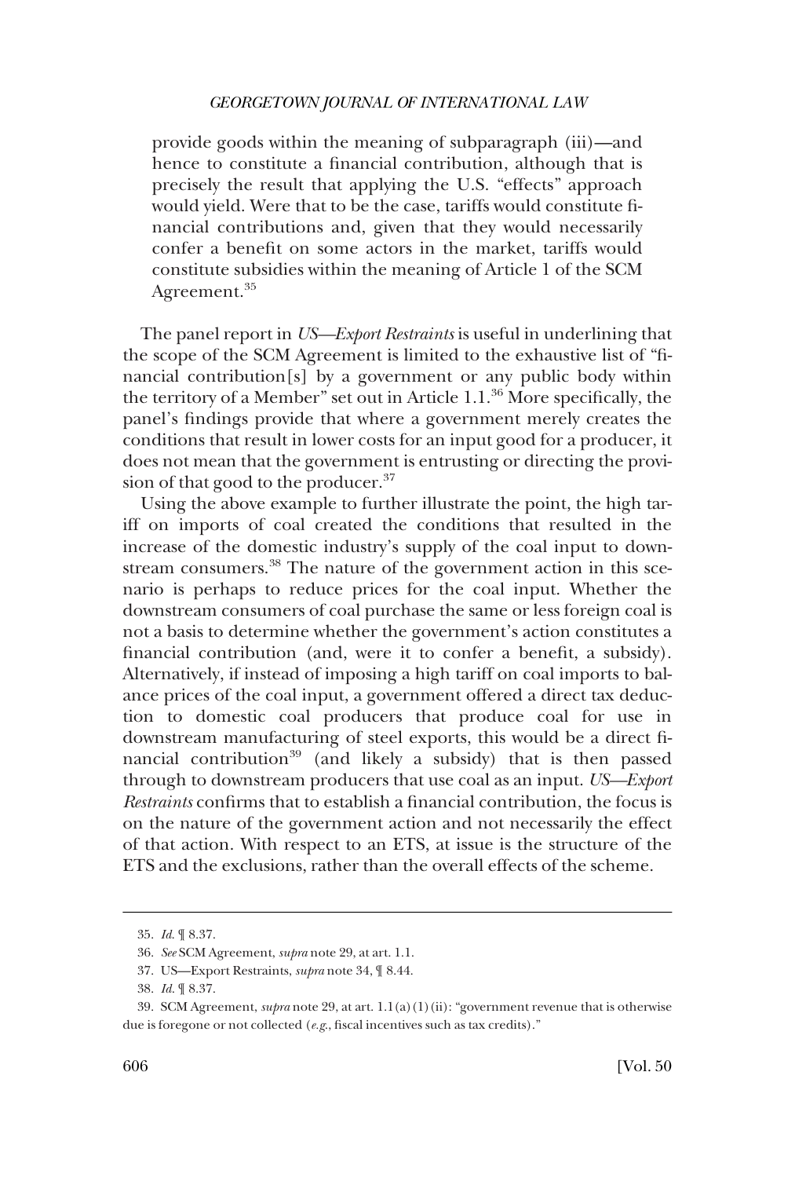provide goods within the meaning of subparagraph (iii)—and hence to constitute a financial contribution, although that is precisely the result that applying the U.S. "effects" approach would yield. Were that to be the case, tariffs would constitute financial contributions and, given that they would necessarily confer a benefit on some actors in the market, tariffs would constitute subsidies within the meaning of Article 1 of the SCM Agreement.[35]

The panel report in *US—Export Restraints* is useful in underlining that the scope of the SCM Agreement is limited to the exhaustive list of "financial contribution[s] by a government or any public body within the territory of a Member" set out in Article 1.1.[36] More specifically, the panel's findings provide that where a government merely creates the conditions that result in lower costs for an input good for a producer, it does not mean that the government is entrusting or directing the provision of that good to the producer.[37]

Using the above example to further illustrate the point, the high tariff on imports of coal created the conditions that resulted in the increase of the domestic industry's supply of the coal input to downstream consumers.[38] The nature of the government action in this scenario is perhaps to reduce prices for the coal input. Whether the downstream consumers of coal purchase the same or less foreign coal is not a basis to determine whether the government's action constitutes a financial contribution (and, were it to confer a benefit, a subsidy). Alternatively, if instead of imposing a high tariff on coal imports to balance prices of the coal input, a government offered a direct tax deduction to domestic coal producers that produce coal for use in downstream manufacturing of steel exports, this would be a direct financial contribution[39] (and likely a subsidy) that is then passed through to downstream producers that use coal as an input. *US—Export Restraints* confirms that to establish a financial contribution, the focus is on the nature of the government action and not necessarily the effect of that action. With respect to an ETS, at issue is the structure of the ETS and the exclusions, rather than the overall effects of the scheme.

---

35. *Id.* ¶ 8.37.

36. *See* SCM Agreement, *supra* note 29, at art. 1.1.

37. US—Export Restraints, *supra* note 34, ¶ 8.44.

38. *Id.* ¶ 8.37.

39. SCM Agreement, *supra* note 29, at art. 1.1(a)(1)(ii): "government revenue that is otherwise due is foregone or not collected (*e.g.*, fiscal incentives such as tax credits)."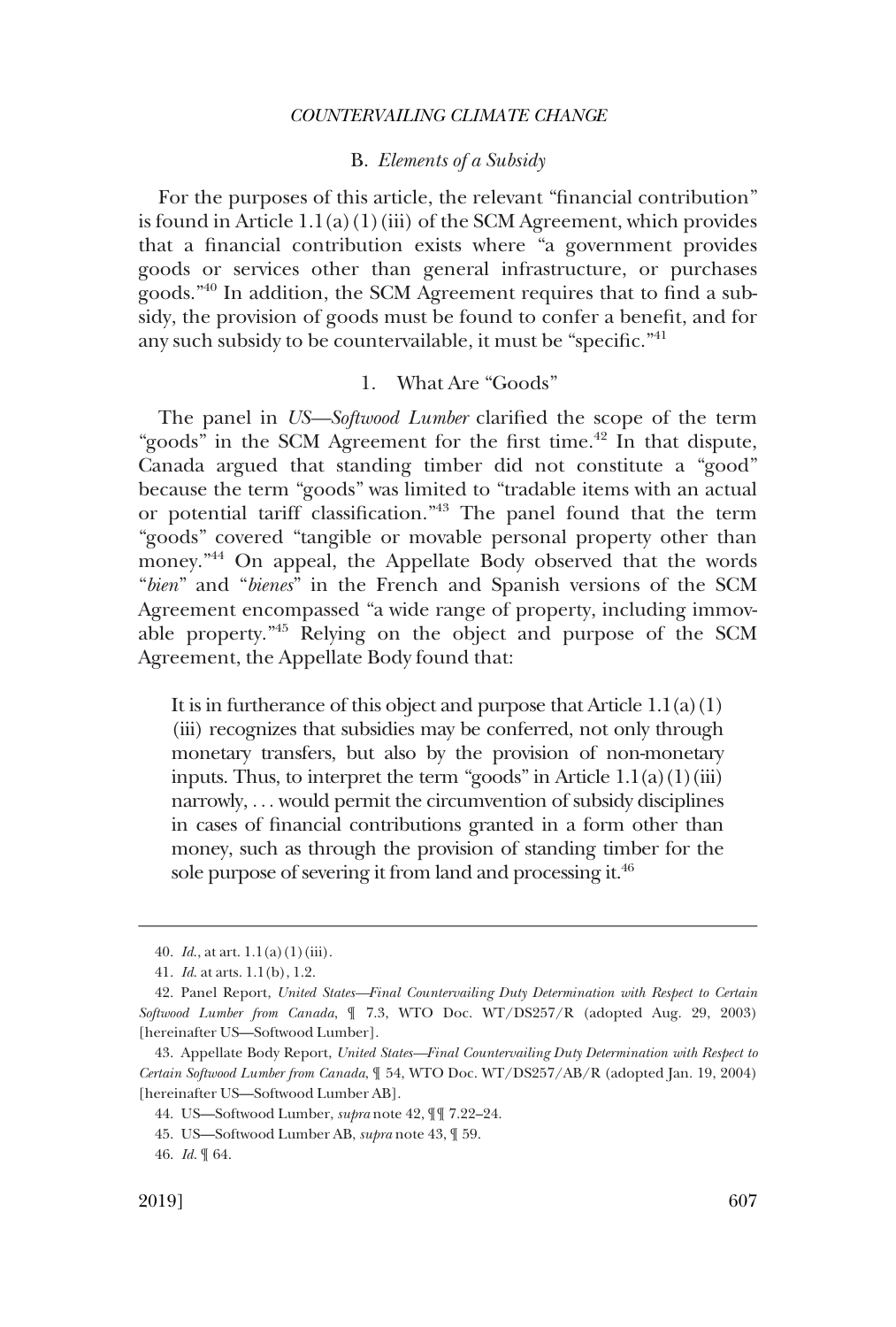### B. *Elements of a Subsidy*

For the purposes of this article, the relevant "financial contribution" is found in Article 1.1(a)(1)(iii) of the SCM Agreement, which provides that a financial contribution exists where "a government provides goods or services other than general infrastructure, or purchases goods."[40] In addition, the SCM Agreement requires that to find a subsidy, the provision of goods must be found to confer a benefit, and for any such subsidy to be countervailable, it must be "specific."[41]

#### 1. What Are "Goods"

The panel in *US—Softwood Lumber* clarified the scope of the term "goods" in the SCM Agreement for the first time.[42] In that dispute, Canada argued that standing timber did not constitute a "good" because the term "goods" was limited to "tradable items with an actual or potential tariff classification."[43] The panel found that the term "goods" covered "tangible or movable personal property other than money."[44] On appeal, the Appellate Body observed that the words "*bien*" and "*bienes*" in the French and Spanish versions of the SCM Agreement encompassed "a wide range of property, including immovable property."[45] Relying on the object and purpose of the SCM Agreement, the Appellate Body found that:

> It is in furtherance of this object and purpose that Article 1.1(a)(1)(iii) recognizes that subsidies may be conferred, not only through monetary transfers, but also by the provision of non-monetary inputs. Thus, to interpret the term "goods" in Article 1.1(a)(1)(iii) narrowly, . . . would permit the circumvention of subsidy disciplines in cases of financial contributions granted in a form other than money, such as through the provision of standing timber for the sole purpose of severing it from land and processing it.[46]

---

40. *Id.*, at art. 1.1(a)(1)(iii).

41. *Id.* at arts. 1.1(b), 1.2.

42. Panel Report, *United States—Final Countervailing Duty Determination with Respect to Certain Softwood Lumber from Canada*, ¶ 7.3, WTO Doc. WT/DS257/R (adopted Aug. 29, 2003) [hereinafter US—Softwood Lumber].

43. Appellate Body Report, *United States—Final Countervailing Duty Determination with Respect to Certain Softwood Lumber from Canada*, ¶ 54, WTO Doc. WT/DS257/AB/R (adopted Jan. 19, 2004) [hereinafter US—Softwood Lumber AB].

44. US—Softwood Lumber, *supra* note 42, ¶¶ 7.22–24.

45. US—Softwood Lumber AB, *supra* note 43, ¶ 59.

46. *Id.* ¶ 64.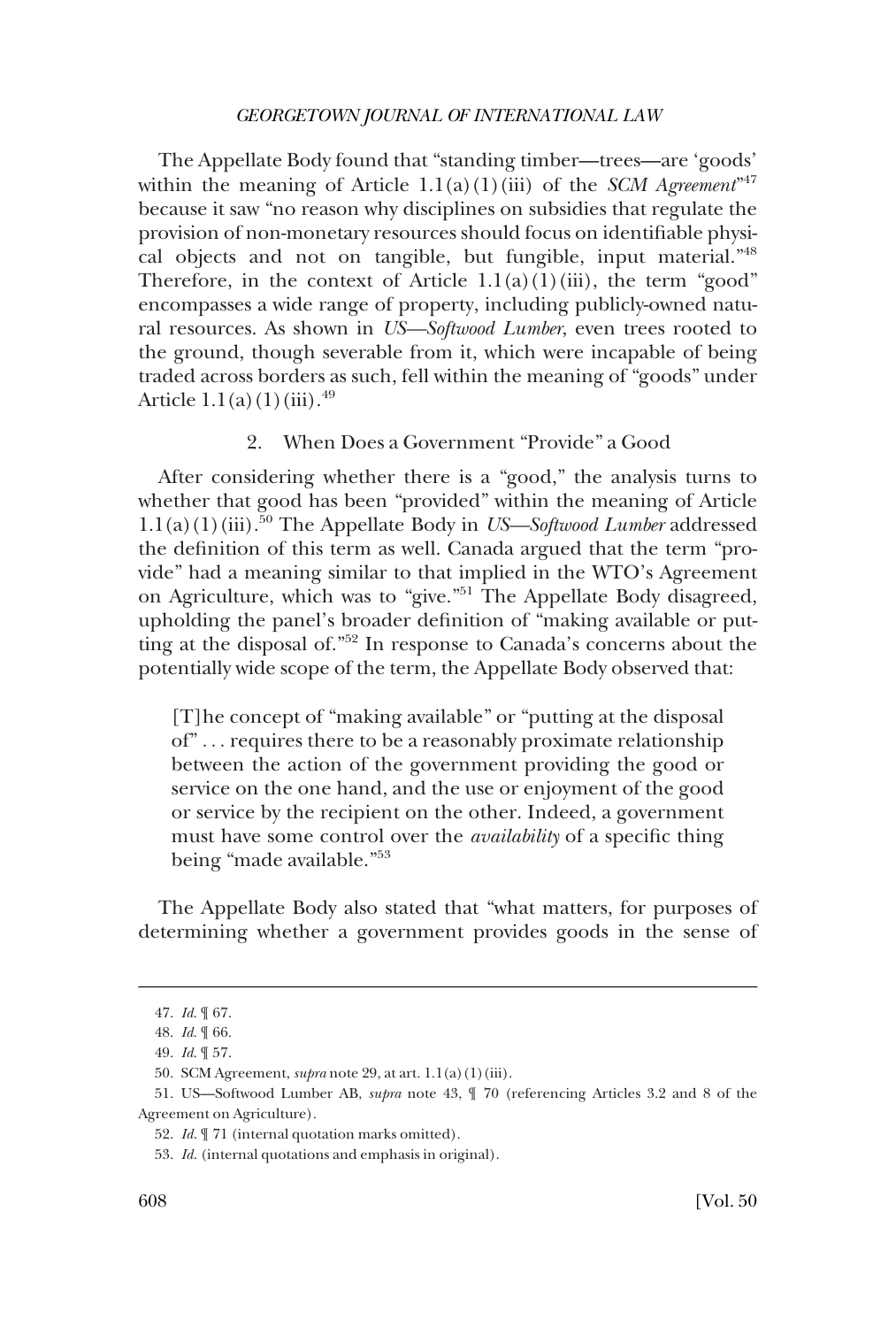The Appellate Body found that "standing timber—trees—are 'goods' within the meaning of Article 1.1(a)(1)(iii) of the *SCM Agreement*"[47] because it saw "no reason why disciplines on subsidies that regulate the provision of non-monetary resources should focus on identifiable physical objects and not on tangible, but fungible, input material."[48] Therefore, in the context of Article 1.1(a)(1)(iii), the term "good" encompasses a wide range of property, including publicly-owned natural resources. As shown in *US—Softwood Lumber*, even trees rooted to the ground, though severable from it, which were incapable of being traded across borders as such, fell within the meaning of "goods" under Article 1.1(a)(1)(iii).[49]

### 2. When Does a Government "Provide" a Good

After considering whether there is a "good," the analysis turns to whether that good has been "provided" within the meaning of Article 1.1(a)(1)(iii).[50] The Appellate Body in *US—Softwood Lumber* addressed the definition of this term as well. Canada argued that the term "provide" had a meaning similar to that implied in the WTO's Agreement on Agriculture, which was to "give."[51] The Appellate Body disagreed, upholding the panel's broader definition of "making available or putting at the disposal of."[52] In response to Canada's concerns about the potentially wide scope of the term, the Appellate Body observed that:

> [T]he concept of "making available" or "putting at the disposal of" . . . requires there to be a reasonably proximate relationship between the action of the government providing the good or service on the one hand, and the use or enjoyment of the good or service by the recipient on the other. Indeed, a government must have some control over the *availability* of a specific thing being "made available."[53]

The Appellate Body also stated that "what matters, for purposes of determining whether a government provides goods in the sense of

---

47. *Id.* ¶ 67.

48. *Id.* ¶ 66.

49. *Id.* ¶ 57.

50. SCM Agreement, *supra* note 29, at art. 1.1(a)(1)(iii).

51. US—Softwood Lumber AB, *supra* note 43, ¶ 70 (referencing Articles 3.2 and 8 of the Agreement on Agriculture).

52. *Id.* ¶ 71 (internal quotation marks omitted).

53. *Id.* (internal quotations and emphasis in original).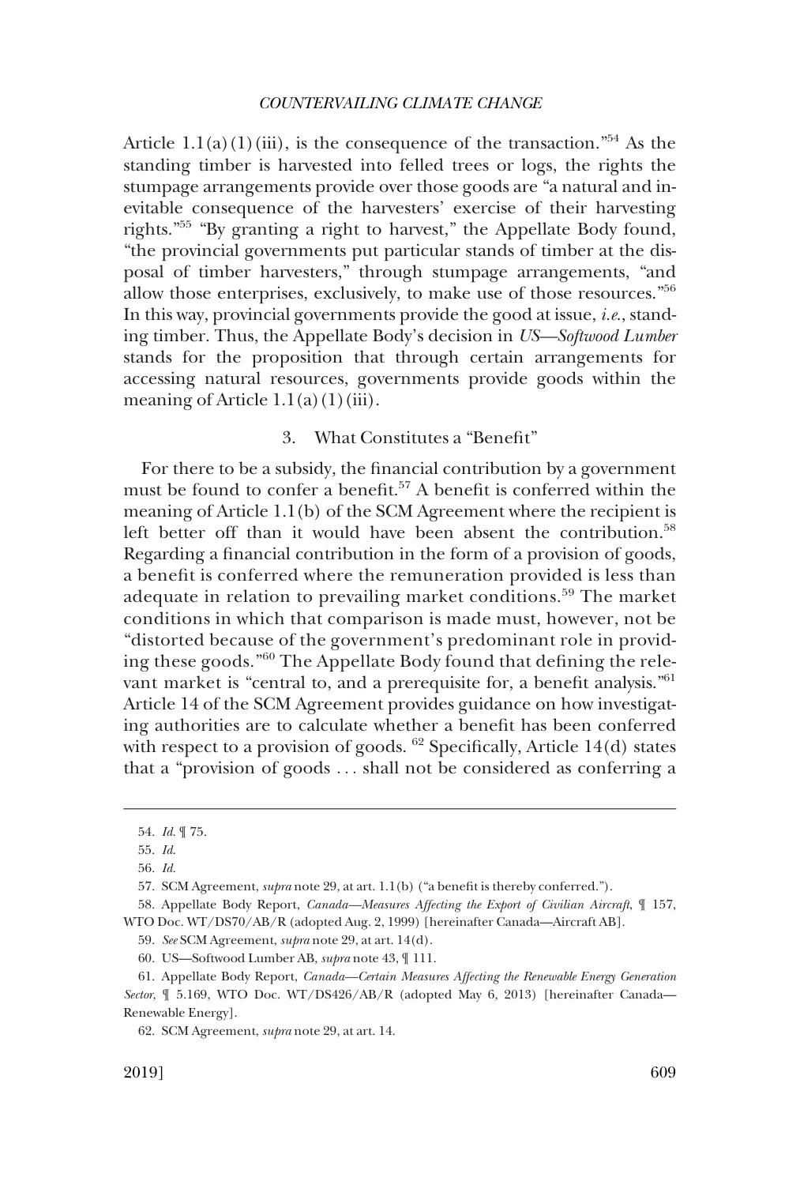Article 1.1(a)(1)(iii), is the consequence of the transaction."[54] As the standing timber is harvested into felled trees or logs, the rights the stumpage arrangements provide over those goods are "a natural and inevitable consequence of the harvesters' exercise of their harvesting rights."[55] "By granting a right to harvest," the Appellate Body found, "the provincial governments put particular stands of timber at the disposal of timber harvesters," through stumpage arrangements, "and allow those enterprises, exclusively, to make use of those resources."[56] In this way, provincial governments provide the good at issue, *i.e.*, standing timber. Thus, the Appellate Body's decision in *US—Softwood Lumber* stands for the proposition that through certain arrangements for accessing natural resources, governments provide goods within the meaning of Article 1.1(a)(1)(iii).

### 3. What Constitutes a "Benefit"

For there to be a subsidy, the financial contribution by a government must be found to confer a benefit.[57] A benefit is conferred within the meaning of Article 1.1(b) of the SCM Agreement where the recipient is left better off than it would have been absent the contribution.[58] Regarding a financial contribution in the form of a provision of goods, a benefit is conferred where the remuneration provided is less than adequate in relation to prevailing market conditions.[59] The market conditions in which that comparison is made must, however, not be "distorted because of the government's predominant role in providing these goods."[60] The Appellate Body found that defining the relevant market is "central to, and a prerequisite for, a benefit analysis."[61] Article 14 of the SCM Agreement provides guidance on how investigating authorities are to calculate whether a benefit has been conferred with respect to a provision of goods. [62] Specifically, Article 14(d) states that a "provision of goods . . . shall not be considered as conferring a

---

54. *Id.* ¶ 75.

55. *Id.*

56. *Id.*

57. SCM Agreement, *supra* note 29, at art. 1.1(b) ("a benefit is thereby conferred.").

58. Appellate Body Report, *Canada—Measures Affecting the Export of Civilian Aircraft*, ¶ 157, WTO Doc. WT/DS70/AB/R (adopted Aug. 2, 1999) [hereinafter Canada—Aircraft AB].

59. *See* SCM Agreement, *supra* note 29, at art. 14(d).

60. US—Softwood Lumber AB, *supra* note 43, ¶ 111.

61. Appellate Body Report, *Canada—Certain Measures Affecting the Renewable Energy Generation Sector*, ¶ 5.169, WTO Doc. WT/DS426/AB/R (adopted May 6, 2013) [hereinafter Canada—Renewable Energy].

62. SCM Agreement, *supra* note 29, at art. 14.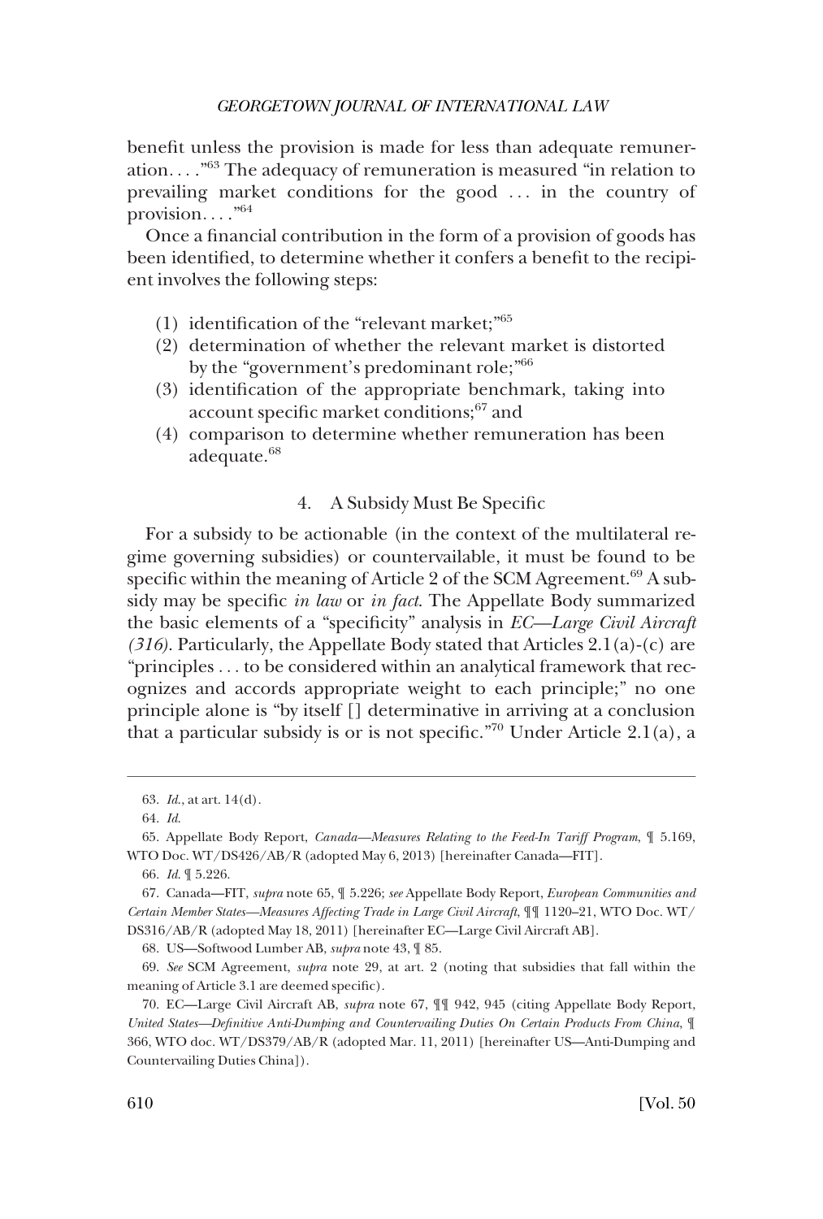benefit unless the provision is made for less than adequate remuneration. . . ."[63] The adequacy of remuneration is measured "in relation to prevailing market conditions for the good . . . in the country of provision. . . ."[64]

Once a financial contribution in the form of a provision of goods has been identified, to determine whether it confers a benefit to the recipient involves the following steps:

(1) identification of the "relevant market;"[65]
(2) determination of whether the relevant market is distorted by the "government's predominant role;"[66]
(3) identification of the appropriate benchmark, taking into account specific market conditions;[67] and
(4) comparison to determine whether remuneration has been adequate.[68]

### 4. A Subsidy Must Be Specific

For a subsidy to be actionable (in the context of the multilateral regime governing subsidies) or countervailable, it must be found to be specific within the meaning of Article 2 of the SCM Agreement.[69] A subsidy may be specific *in law* or *in fact*. The Appellate Body summarized the basic elements of a "specificity" analysis in *EC—Large Civil Aircraft (316)*. Particularly, the Appellate Body stated that Articles 2.1(a)-(c) are "principles . . . to be considered within an analytical framework that recognizes and accords appropriate weight to each principle;" no one principle alone is "by itself [] determinative in arriving at a conclusion that a particular subsidy is or is not specific."[70] Under Article 2.1(a), a

---

63. *Id.*, at art. 14(d).

64. *Id.*

65. Appellate Body Report, *Canada—Measures Relating to the Feed-In Tariff Program*, ¶ 5.169, WTO Doc. WT/DS426/AB/R (adopted May 6, 2013) [hereinafter Canada—FIT].

66. *Id.* ¶ 5.226.

67. Canada—FIT, *supra* note 65, ¶ 5.226; *see* Appellate Body Report, *European Communities and Certain Member States—Measures Affecting Trade in Large Civil Aircraft*, ¶¶ 1120–21, WTO Doc. WT/DS316/AB/R (adopted May 18, 2011) [hereinafter EC—Large Civil Aircraft AB].

68. US—Softwood Lumber AB, *supra* note 43, ¶ 85.

69. *See* SCM Agreement, *supra* note 29, at art. 2 (noting that subsidies that fall within the meaning of Article 3.1 are deemed specific).

70. EC—Large Civil Aircraft AB, *supra* note 67, ¶¶ 942, 945 (citing Appellate Body Report, *United States—Definitive Anti-Dumping and Countervailing Duties On Certain Products From China*, ¶ 366, WTO doc. WT/DS379/AB/R (adopted Mar. 11, 2011) [hereinafter US—Anti-Dumping and Countervailing Duties China]).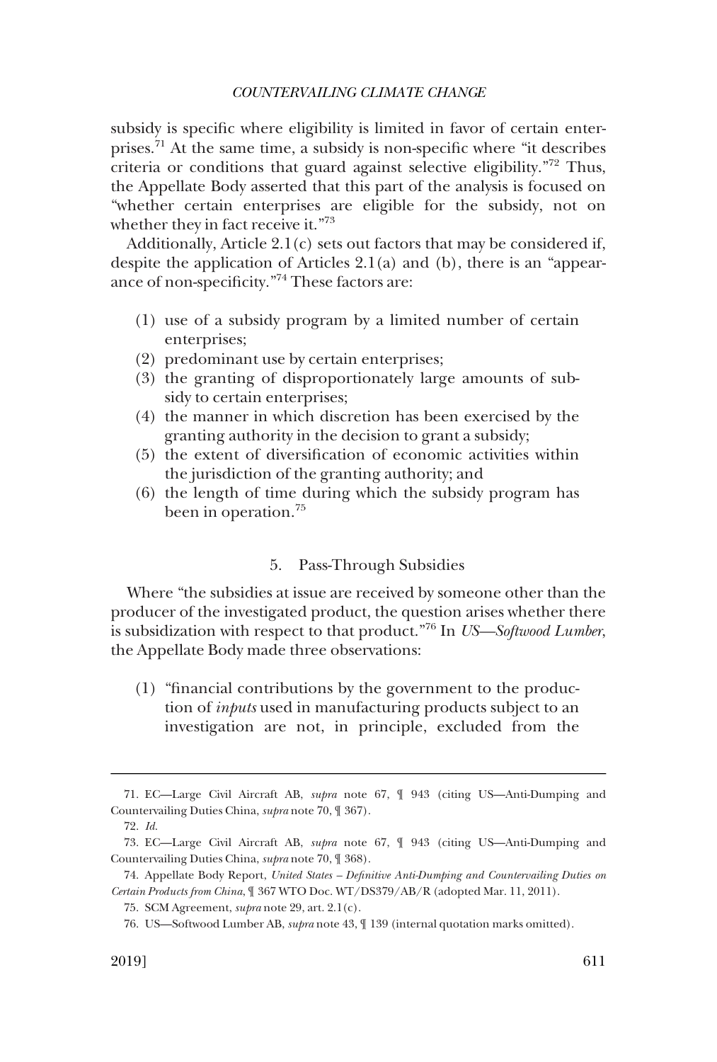subsidy is specific where eligibility is limited in favor of certain enterprises.[71] At the same time, a subsidy is non-specific where "it describes criteria or conditions that guard against selective eligibility."[72] Thus, the Appellate Body asserted that this part of the analysis is focused on "whether certain enterprises are eligible for the subsidy, not on whether they in fact receive it."[73]

Additionally, Article 2.1(c) sets out factors that may be considered if, despite the application of Articles 2.1(a) and (b), there is an "appearance of non-specificity."[74] These factors are:

(1) use of a subsidy program by a limited number of certain enterprises;
(2) predominant use by certain enterprises;
(3) the granting of disproportionately large amounts of subsidy to certain enterprises;
(4) the manner in which discretion has been exercised by the granting authority in the decision to grant a subsidy;
(5) the extent of diversification of economic activities within the jurisdiction of the granting authority; and
(6) the length of time during which the subsidy program has been in operation.[75]

### 5. Pass-Through Subsidies

Where "the subsidies at issue are received by someone other than the producer of the investigated product, the question arises whether there is subsidization with respect to that product."[76] In *US—Softwood Lumber*, the Appellate Body made three observations:

(1) "financial contributions by the government to the production of *inputs* used in manufacturing products subject to an investigation are not, in principle, excluded from the

---

71. EC—Large Civil Aircraft AB, *supra* note 67, ¶ 943 (citing US—Anti-Dumping and Countervailing Duties China, *supra* note 70, ¶ 367).

72. *Id.*

73. EC—Large Civil Aircraft AB, *supra* note 67, ¶ 943 (citing US—Anti-Dumping and Countervailing Duties China, *supra* note 70, ¶ 368).

74. Appellate Body Report, *United States – Definitive Anti-Dumping and Countervailing Duties on Certain Products from China*, ¶ 367 WTO Doc. WT/DS379/AB/R (adopted Mar. 11, 2011).

75. SCM Agreement, *supra* note 29, art. 2.1(c).

76. US—Softwood Lumber AB, *supra* note 43, ¶ 139 (internal quotation marks omitted).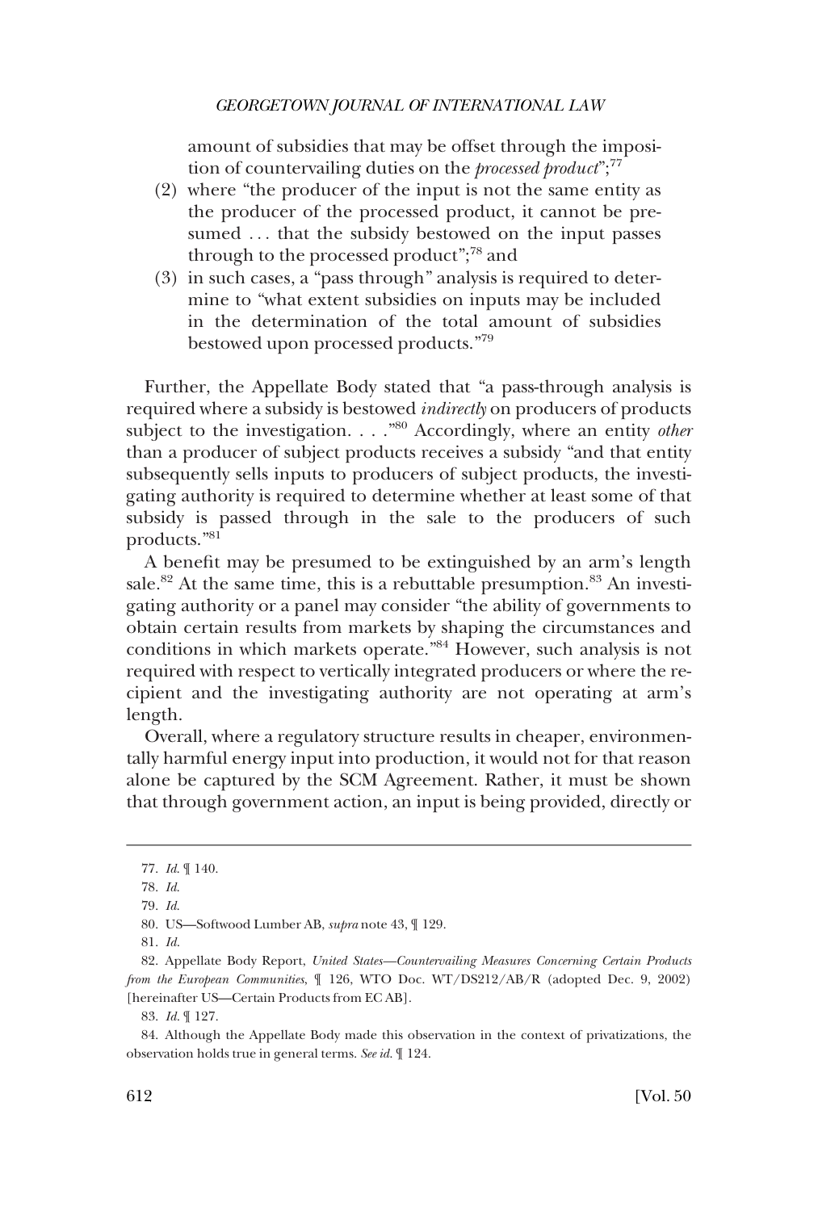amount of subsidies that may be offset through the imposition of countervailing duties on the *processed product*";[77]

(2) where "the producer of the input is not the same entity as the producer of the processed product, it cannot be presumed . . . that the subsidy bestowed on the input passes through to the processed product";[78] and

(3) in such cases, a "pass through" analysis is required to determine to "what extent subsidies on inputs may be included in the determination of the total amount of subsidies bestowed upon processed products."[79]

Further, the Appellate Body stated that "a pass-through analysis is required where a subsidy is bestowed *indirectly* on producers of products subject to the investigation. . . ."[80] Accordingly, where an entity *other* than a producer of subject products receives a subsidy "and that entity subsequently sells inputs to producers of subject products, the investigating authority is required to determine whether at least some of that subsidy is passed through in the sale to the producers of such products."[81]

A benefit may be presumed to be extinguished by an arm's length sale.[82] At the same time, this is a rebuttable presumption.[83] An investigating authority or a panel may consider "the ability of governments to obtain certain results from markets by shaping the circumstances and conditions in which markets operate."[84] However, such analysis is not required with respect to vertically integrated producers or where the recipient and the investigating authority are not operating at arm's length.

Overall, where a regulatory structure results in cheaper, environmentally harmful energy input into production, it would not for that reason alone be captured by the SCM Agreement. Rather, it must be shown that through government action, an input is being provided, directly or

---

77. *Id.* ¶ 140.

78. *Id.*

79. *Id.*

80. US—Softwood Lumber AB, *supra* note 43, ¶ 129.

81. *Id.*

82. Appellate Body Report, *United States—Countervailing Measures Concerning Certain Products from the European Communities*, ¶ 126, WTO Doc. WT/DS212/AB/R (adopted Dec. 9, 2002) [hereinafter US—Certain Products from EC AB].

83. *Id.* ¶ 127.

84. Although the Appellate Body made this observation in the context of privatizations, the observation holds true in general terms. *See id.* ¶ 124.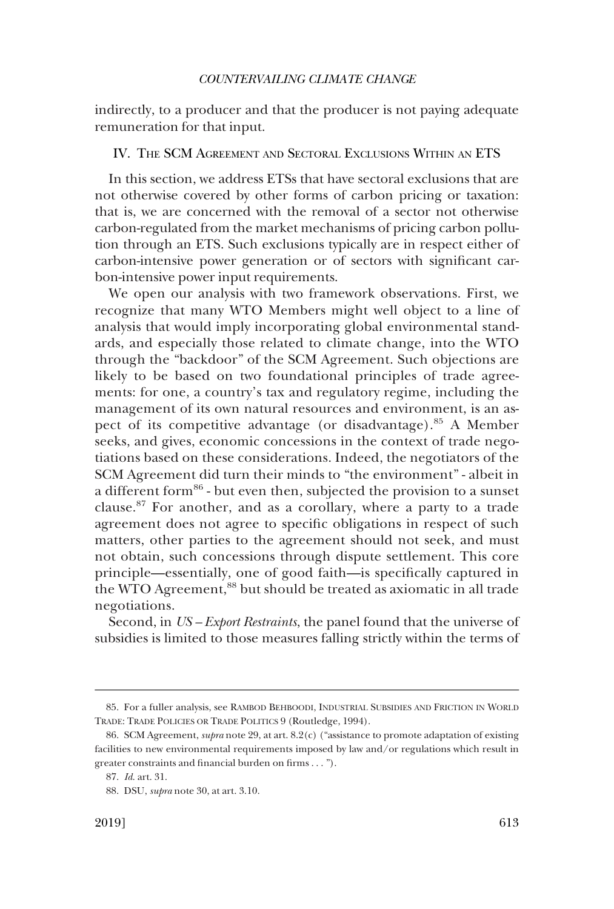indirectly, to a producer and that the producer is not paying adequate remuneration for that input.

## IV. THE SCM AGREEMENT AND SECTORAL EXCLUSIONS WITHIN AN ETS

In this section, we address ETSs that have sectoral exclusions that are not otherwise covered by other forms of carbon pricing or taxation: that is, we are concerned with the removal of a sector not otherwise carbon-regulated from the market mechanisms of pricing carbon pollution through an ETS. Such exclusions typically are in respect either of carbon-intensive power generation or of sectors with significant carbon-intensive power input requirements.

We open our analysis with two framework observations. First, we recognize that many WTO Members might well object to a line of analysis that would imply incorporating global environmental standards, and especially those related to climate change, into the WTO through the "backdoor" of the SCM Agreement. Such objections are likely to be based on two foundational principles of trade agreements: for one, a country's tax and regulatory regime, including the management of its own natural resources and environment, is an aspect of its competitive advantage (or disadvantage).[85] A Member seeks, and gives, economic concessions in the context of trade negotiations based on these considerations. Indeed, the negotiators of the SCM Agreement did turn their minds to "the environment" - albeit in a different form[86] - but even then, subjected the provision to a sunset clause.[87] For another, and as a corollary, where a party to a trade agreement does not agree to specific obligations in respect of such matters, other parties to the agreement should not seek, and must not obtain, such concessions through dispute settlement. This core principle—essentially, one of good faith—is specifically captured in the WTO Agreement,[88] but should be treated as axiomatic in all trade negotiations.

Second, in *US – Export Restraints*, the panel found that the universe of subsidies is limited to those measures falling strictly within the terms of

---

85. For a fuller analysis, see RAMBOD BEHBOODI, INDUSTRIAL SUBSIDIES AND FRICTION IN WORLD TRADE: TRADE POLICIES OR TRADE POLITICS 9 (Routledge, 1994).

86. SCM Agreement, *supra* note 29, at art. 8.2(c) ("assistance to promote adaptation of existing facilities to new environmental requirements imposed by law and/or regulations which result in greater constraints and financial burden on firms . . . ").

87. *Id.* art. 31.

88. DSU, *supra* note 30, at art. 3.10.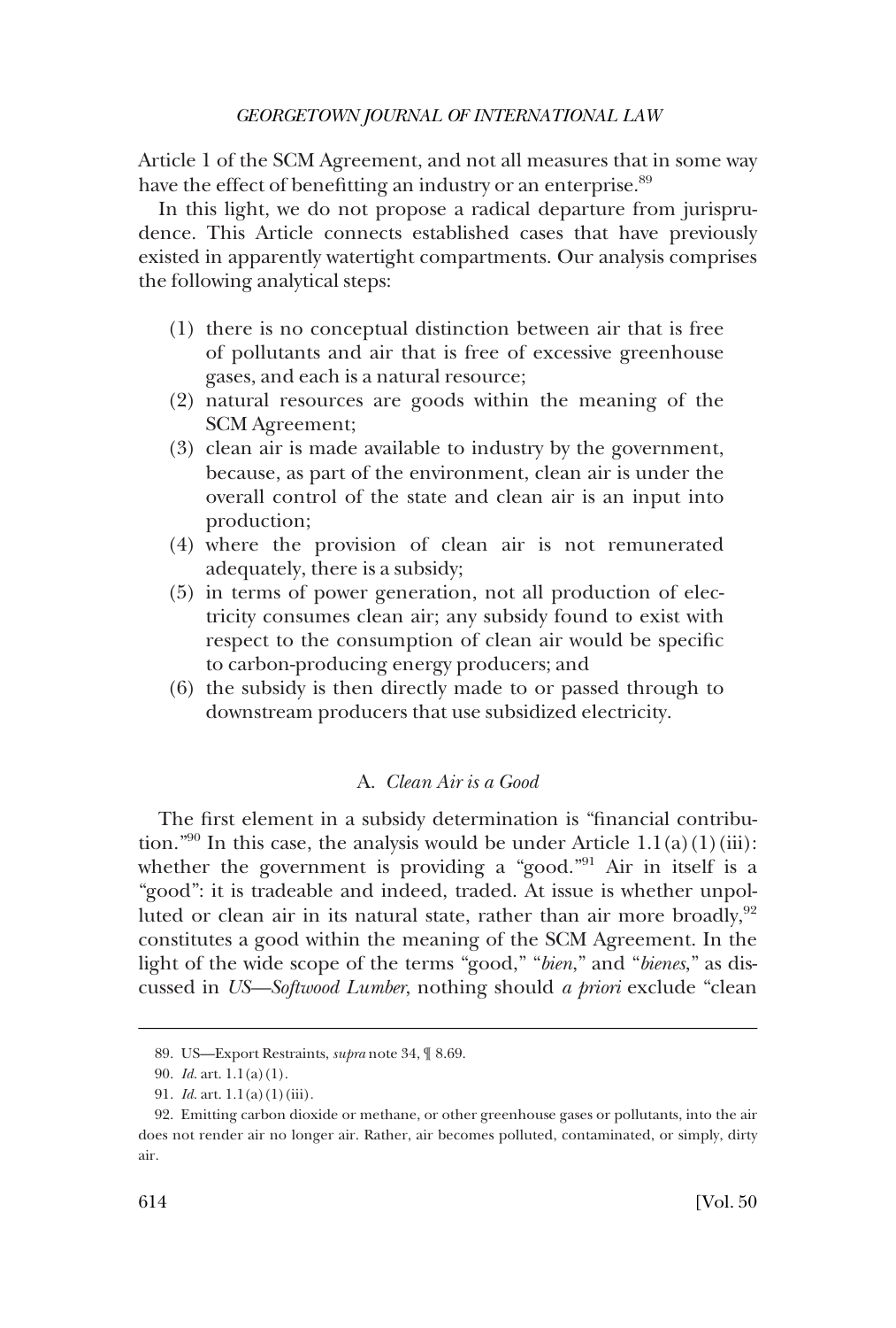Article 1 of the SCM Agreement, and not all measures that in some way have the effect of benefitting an industry or an enterprise.[89]

In this light, we do not propose a radical departure from jurisprudence. This Article connects established cases that have previously existed in apparently watertight compartments. Our analysis comprises the following analytical steps:

(1) there is no conceptual distinction between air that is free of pollutants and air that is free of excessive greenhouse gases, and each is a natural resource;
(2) natural resources are goods within the meaning of the SCM Agreement;
(3) clean air is made available to industry by the government, because, as part of the environment, clean air is under the overall control of the state and clean air is an input into production;
(4) where the provision of clean air is not remunerated adequately, there is a subsidy;
(5) in terms of power generation, not all production of electricity consumes clean air; any subsidy found to exist with respect to the consumption of clean air would be specific to carbon-producing energy producers; and
(6) the subsidy is then directly made to or passed through to downstream producers that use subsidized electricity.

### A. *Clean Air is a Good*

The first element in a subsidy determination is "financial contribution."[90] In this case, the analysis would be under Article 1.1(a)(1)(iii): whether the government is providing a "good."[91] Air in itself is a "good": it is tradeable and indeed, traded. At issue is whether unpolluted or clean air in its natural state, rather than air more broadly,[92] constitutes a good within the meaning of the SCM Agreement. In the light of the wide scope of the terms "good," "*bien*," and "*bienes*," as discussed in *US—Softwood Lumber*, nothing should *a priori* exclude "clean

---

89. US—Export Restraints, *supra* note 34, ¶ 8.69.

90. *Id.* art. 1.1(a)(1).

91. *Id.* art. 1.1(a)(1)(iii).

92. Emitting carbon dioxide or methane, or other greenhouse gases or pollutants, into the air does not render air no longer air. Rather, air becomes polluted, contaminated, or simply, dirty air.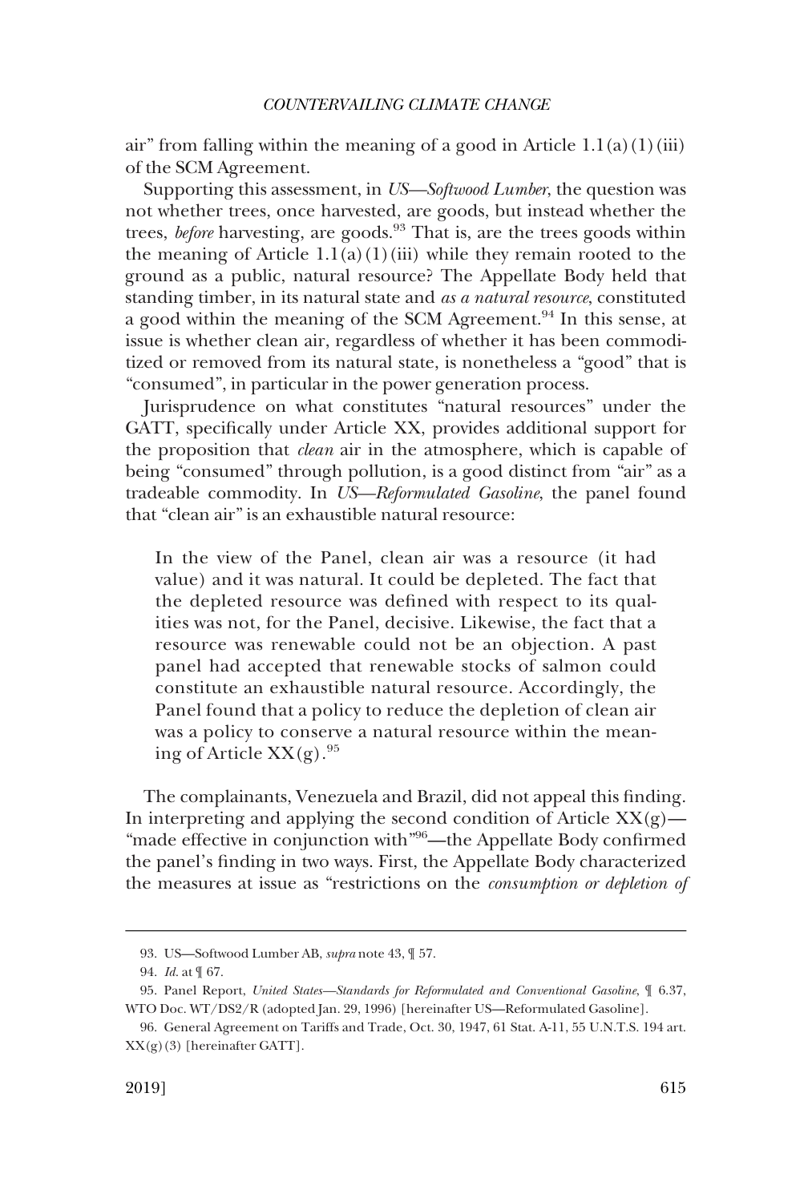air" from falling within the meaning of a good in Article 1.1(a)(1)(iii) of the SCM Agreement.

Supporting this assessment, in *US—Softwood Lumber*, the question was not whether trees, once harvested, are goods, but instead whether the trees, *before* harvesting, are goods.[93] That is, are the trees goods within the meaning of Article 1.1(a)(1)(iii) while they remain rooted to the ground as a public, natural resource? The Appellate Body held that standing timber, in its natural state and *as a natural resource*, constituted a good within the meaning of the SCM Agreement.[94] In this sense, at issue is whether clean air, regardless of whether it has been commoditized or removed from its natural state, is nonetheless a "good" that is "consumed", in particular in the power generation process.

Jurisprudence on what constitutes "natural resources" under the GATT, specifically under Article XX, provides additional support for the proposition that *clean* air in the atmosphere, which is capable of being "consumed" through pollution, is a good distinct from "air" as a tradeable commodity. In *US—Reformulated Gasoline*, the panel found that "clean air" is an exhaustible natural resource:

> In the view of the Panel, clean air was a resource (it had value) and it was natural. It could be depleted. The fact that the depleted resource was defined with respect to its qualities was not, for the Panel, decisive. Likewise, the fact that a resource was renewable could not be an objection. A past panel had accepted that renewable stocks of salmon could constitute an exhaustible natural resource. Accordingly, the Panel found that a policy to reduce the depletion of clean air was a policy to conserve a natural resource within the meaning of Article XX(g).[95]

The complainants, Venezuela and Brazil, did not appeal this finding. In interpreting and applying the second condition of Article XX(g)—"made effective in conjunction with"[96]—the Appellate Body confirmed the panel's finding in two ways. First, the Appellate Body characterized the measures at issue as "restrictions on the *consumption or depletion of*

---

93. US—Softwood Lumber AB, *supra* note 43, ¶ 57.

94. *Id.* at ¶ 67.

95. Panel Report, *United States—Standards for Reformulated and Conventional Gasoline*, ¶ 6.37, WTO Doc. WT/DS2/R (adopted Jan. 29, 1996) [hereinafter US—Reformulated Gasoline].

96. General Agreement on Tariffs and Trade, Oct. 30, 1947, 61 Stat. A-11, 55 U.N.T.S. 194 art. XX(g)(3) [hereinafter GATT].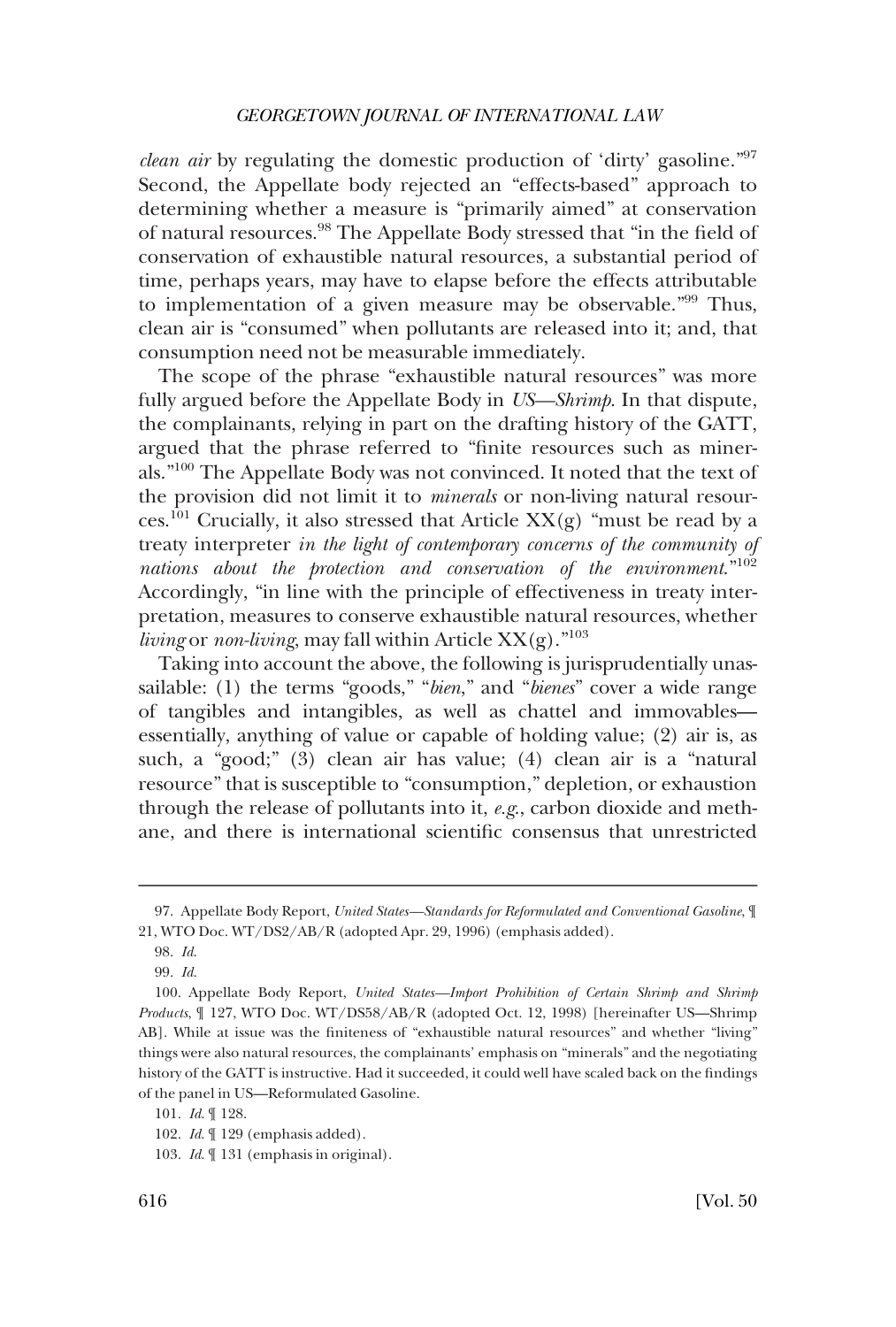*clean air* by regulating the domestic production of 'dirty' gasoline."[97] Second, the Appellate body rejected an "effects-based" approach to determining whether a measure is "primarily aimed" at conservation of natural resources.[98] The Appellate Body stressed that "in the field of conservation of exhaustible natural resources, a substantial period of time, perhaps years, may have to elapse before the effects attributable to implementation of a given measure may be observable."[99] Thus, clean air is "consumed" when pollutants are released into it; and, that consumption need not be measurable immediately.

The scope of the phrase "exhaustible natural resources" was more fully argued before the Appellate Body in *US—Shrimp*. In that dispute, the complainants, relying in part on the drafting history of the GATT, argued that the phrase referred to "finite resources such as minerals."[100] The Appellate Body was not convinced. It noted that the text of the provision did not limit it to *minerals* or non-living natural resources.[101] Crucially, it also stressed that Article XX(g) "must be read by a treaty interpreter *in the light of contemporary concerns of the community of nations about the protection and conservation of the environment*."[102] Accordingly, "in line with the principle of effectiveness in treaty interpretation, measures to conserve exhaustible natural resources, whether *living* or *non-living*, may fall within Article XX(g)."[103]

Taking into account the above, the following is jurisprudentially unassailable: (1) the terms "goods," "*bien*," and "*bienes*" cover a wide range of tangibles and intangibles, as well as chattel and immovables—essentially, anything of value or capable of holding value; (2) air is, as such, a "good;" (3) clean air has value; (4) clean air is a "natural resource" that is susceptible to "consumption," depletion, or exhaustion through the release of pollutants into it, *e.g.*, carbon dioxide and methane, and there is international scientific consensus that unrestricted

---

97. Appellate Body Report, *United States—Standards for Reformulated and Conventional Gasoline*, ¶ 21, WTO Doc. WT/DS2/AB/R (adopted Apr. 29, 1996) (emphasis added).

98. *Id.*

99. *Id.*

100. Appellate Body Report, *United States—Import Prohibition of Certain Shrimp and Shrimp Products*, ¶ 127, WTO Doc. WT/DS58/AB/R (adopted Oct. 12, 1998) [hereinafter US—Shrimp AB]. While at issue was the finiteness of "exhaustible natural resources" and whether "living" things were also natural resources, the complainants' emphasis on "minerals" and the negotiating history of the GATT is instructive. Had it succeeded, it could well have scaled back on the findings of the panel in US—Reformulated Gasoline.

101. *Id.* ¶ 128.

102. *Id.* ¶ 129 (emphasis added).

103. *Id.* ¶ 131 (emphasis in original).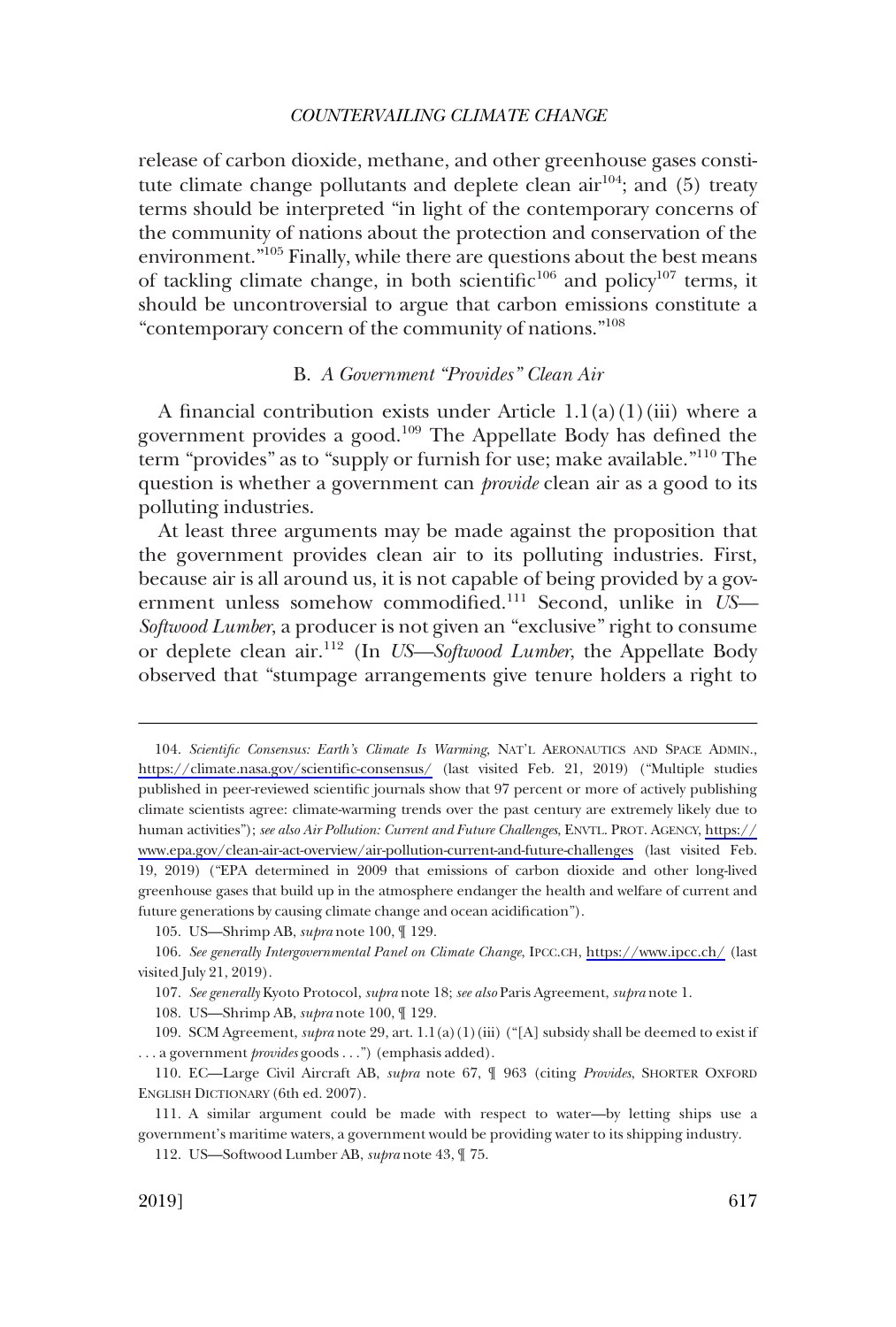release of carbon dioxide, methane, and other greenhouse gases constitute climate change pollutants and deplete clean air[104]; and (5) treaty terms should be interpreted "in light of the contemporary concerns of the community of nations about the protection and conservation of the environment."[105] Finally, while there are questions about the best means of tackling climate change, in both scientific[106] and policy[107] terms, it should be uncontroversial to argue that carbon emissions constitute a "contemporary concern of the community of nations."[108]

### B. *A Government "Provides" Clean Air*

A financial contribution exists under Article 1.1(a)(1)(iii) where a government provides a good.[109] The Appellate Body has defined the term "provides" as to "supply or furnish for use; make available."[110] The question is whether a government can *provide* clean air as a good to its polluting industries.

At least three arguments may be made against the proposition that the government provides clean air to its polluting industries. First, because air is all around us, it is not capable of being provided by a government unless somehow commodified.[111] Second, unlike in *US—Softwood Lumber*, a producer is not given an "exclusive" right to consume or deplete clean air.[112] (In *US—Softwood Lumber*, the Appellate Body observed that "stumpage arrangements give tenure holders a right to

---

104. *Scientific Consensus: Earth's Climate Is Warming*, NAT'L AERONAUTICS AND SPACE ADMIN., https://climate.nasa.gov/scientific-consensus/ (last visited Feb. 21, 2019) ("Multiple studies published in peer-reviewed scientific journals show that 97 percent or more of actively publishing climate scientists agree: climate-warming trends over the past century are extremely likely due to human activities"); *see also Air Pollution: Current and Future Challenges*, ENVTL. PROT. AGENCY, https://www.epa.gov/clean-air-act-overview/air-pollution-current-and-future-challenges (last visited Feb. 19, 2019) ("EPA determined in 2009 that emissions of carbon dioxide and other long-lived greenhouse gases that build up in the atmosphere endanger the health and welfare of current and future generations by causing climate change and ocean acidification").

105. US—Shrimp AB, *supra* note 100, ¶ 129.

106. *See generally Intergovernmental Panel on Climate Change*, IPCC.CH, https://www.ipcc.ch/ (last visited July 21, 2019).

107. *See generally* Kyoto Protocol, *supra* note 18; *see also* Paris Agreement, *supra* note 1.

108. US—Shrimp AB, *supra* note 100, ¶ 129.

109. SCM Agreement, *supra* note 29, art. 1.1(a)(1)(iii) ("[A] subsidy shall be deemed to exist if . . . a government *provides* goods . . .") (emphasis added).

110. EC—Large Civil Aircraft AB, *supra* note 67, ¶ 963 (citing *Provides*, SHORTER OXFORD ENGLISH DICTIONARY (6th ed. 2007).

111. A similar argument could be made with respect to water—by letting ships use a government's maritime waters, a government would be providing water to its shipping industry.

112. US—Softwood Lumber AB, *supra* note 43, ¶ 75.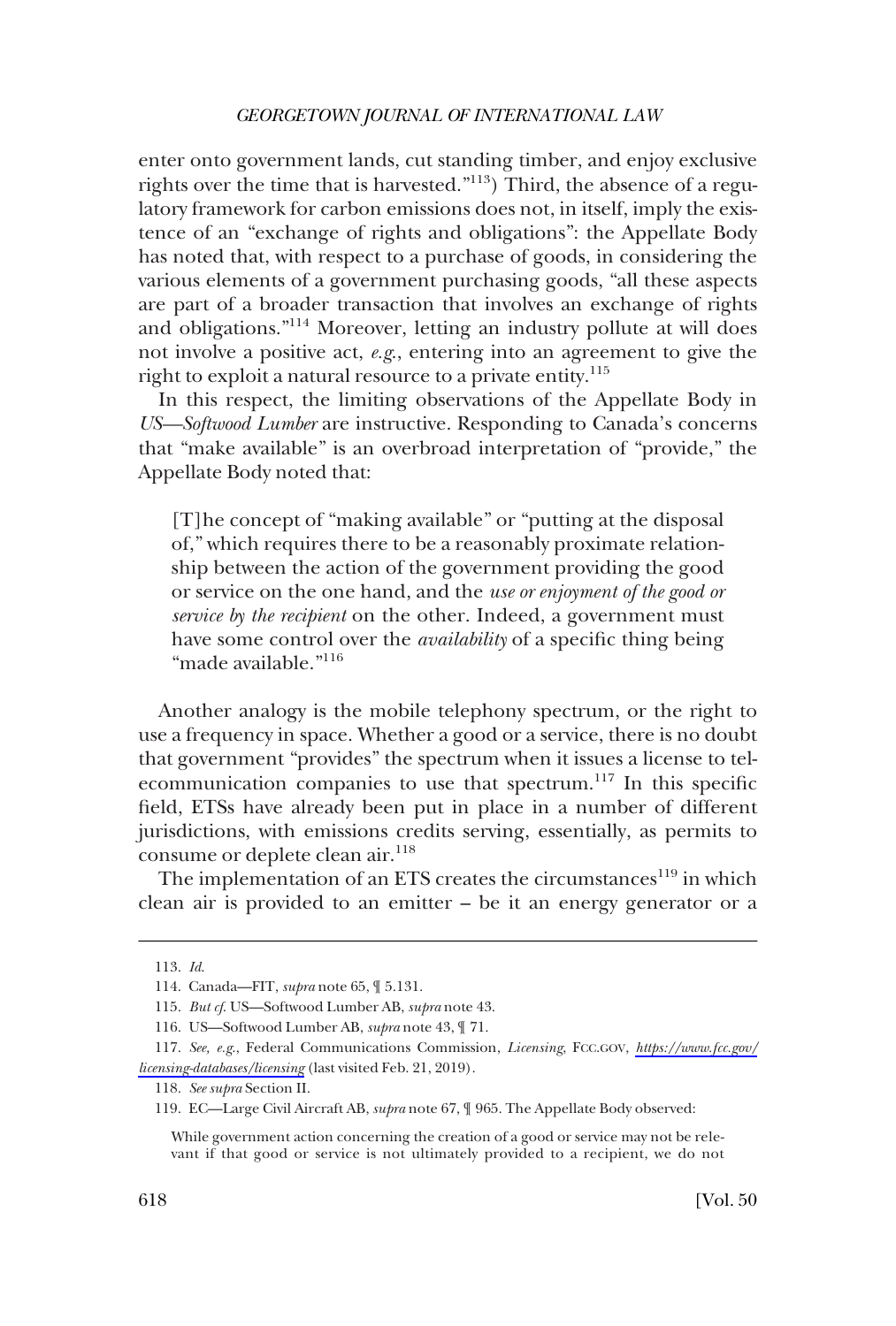enter onto government lands, cut standing timber, and enjoy exclusive rights over the time that is harvested."[113]) Third, the absence of a regulatory framework for carbon emissions does not, in itself, imply the existence of an "exchange of rights and obligations": the Appellate Body has noted that, with respect to a purchase of goods, in considering the various elements of a government purchasing goods, "all these aspects are part of a broader transaction that involves an exchange of rights and obligations."[114] Moreover, letting an industry pollute at will does not involve a positive act, *e.g.*, entering into an agreement to give the right to exploit a natural resource to a private entity.[115]

In this respect, the limiting observations of the Appellate Body in *US—Softwood Lumber* are instructive. Responding to Canada's concerns that "make available" is an overbroad interpretation of "provide," the Appellate Body noted that:

> [T]he concept of "making available" or "putting at the disposal of," which requires there to be a reasonably proximate relationship between the action of the government providing the good or service on the one hand, and the *use or enjoyment of the good or service by the recipient* on the other. Indeed, a government must have some control over the *availability* of a specific thing being "made available."[116]

Another analogy is the mobile telephony spectrum, or the right to use a frequency in space. Whether a good or a service, there is no doubt that government "provides" the spectrum when it issues a license to telecommunication companies to use that spectrum.[117] In this specific field, ETSs have already been put in place in a number of different jurisdictions, with emissions credits serving, essentially, as permits to consume or deplete clean air.[118]

The implementation of an ETS creates the circumstances[119] in which clean air is provided to an emitter – be it an energy generator or a

---

113. *Id.*

114. Canada—FIT, *supra* note 65, ¶ 5.131.

115. *But cf.* US—Softwood Lumber AB, *supra* note 43.

116. US—Softwood Lumber AB, *supra* note 43, ¶ 71.

117. *See, e.g.*, Federal Communications Commission, *Licensing*, FCC.GOV, *https://www.fcc.gov/licensing-databases/licensing* (last visited Feb. 21, 2019).

118. *See supra* Section II.

119. EC—Large Civil Aircraft AB, *supra* note 67, ¶ 965. The Appellate Body observed:

> While government action concerning the creation of a good or service may not be relevant if that good or service is not ultimately provided to a recipient, we do not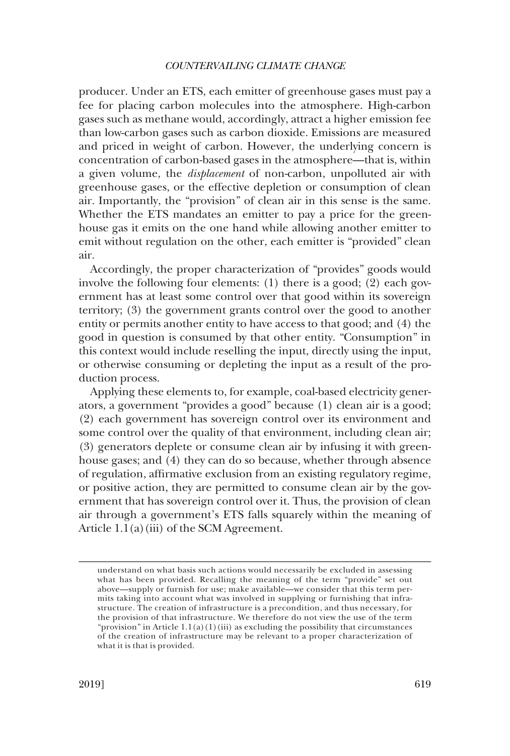producer. Under an ETS, each emitter of greenhouse gases must pay a fee for placing carbon molecules into the atmosphere. High-carbon gases such as methane would, accordingly, attract a higher emission fee than low-carbon gases such as carbon dioxide. Emissions are measured and priced in weight of carbon. However, the underlying concern is concentration of carbon-based gases in the atmosphere—that is, within a given volume, the *displacement* of non-carbon, unpolluted air with greenhouse gases, or the effective depletion or consumption of clean air. Importantly, the "provision" of clean air in this sense is the same. Whether the ETS mandates an emitter to pay a price for the greenhouse gas it emits on the one hand while allowing another emitter to emit without regulation on the other, each emitter is "provided" clean air.

Accordingly, the proper characterization of "provides" goods would involve the following four elements: (1) there is a good; (2) each government has at least some control over that good within its sovereign territory; (3) the government grants control over the good to another entity or permits another entity to have access to that good; and (4) the good in question is consumed by that other entity. "Consumption" in this context would include reselling the input, directly using the input, or otherwise consuming or depleting the input as a result of the production process.

Applying these elements to, for example, coal-based electricity generators, a government "provides a good" because (1) clean air is a good; (2) each government has sovereign control over its environment and some control over the quality of that environment, including clean air; (3) generators deplete or consume clean air by infusing it with greenhouse gases; and (4) they can do so because, whether through absence of regulation, affirmative exclusion from an existing regulatory regime, or positive action, they are permitted to consume clean air by the government that has sovereign control over it. Thus, the provision of clean air through a government's ETS falls squarely within the meaning of Article 1.1(a)(iii) of the SCM Agreement.

---

understand on what basis such actions would necessarily be excluded in assessing what has been provided. Recalling the meaning of the term "provide" set out above—supply or furnish for use; make available—we consider that this term permits taking into account what was involved in supplying or furnishing that infrastructure. The creation of infrastructure is a precondition, and thus necessary, for the provision of that infrastructure. We therefore do not view the use of the term "provision" in Article 1.1(a)(1)(iii) as excluding the possibility that circumstances of the creation of infrastructure may be relevant to a proper characterization of what it is that is provided.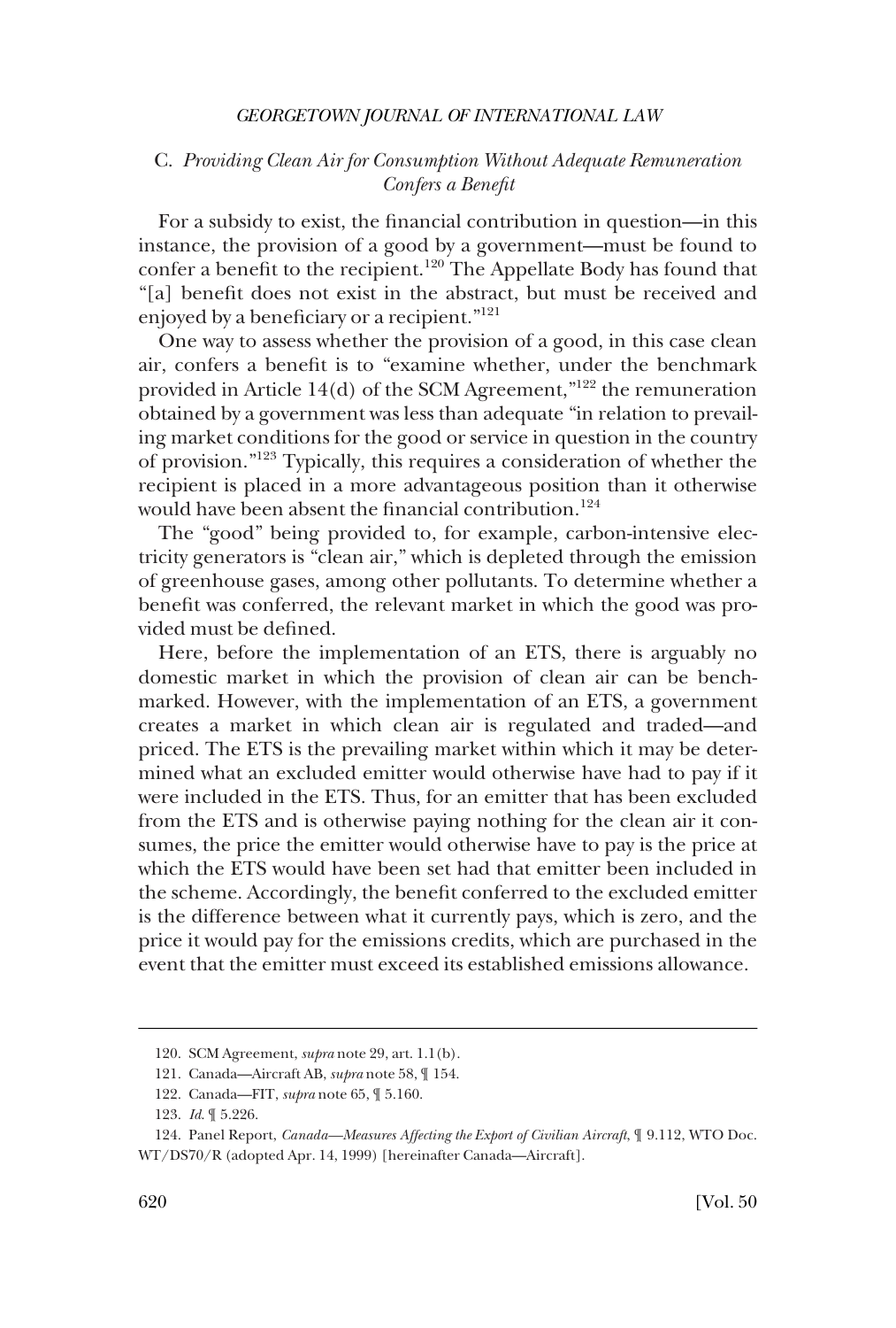### C. *Providing Clean Air for Consumption Without Adequate Remuneration Confers a Benefit*

For a subsidy to exist, the financial contribution in question—in this instance, the provision of a good by a government—must be found to confer a benefit to the recipient.[120] The Appellate Body has found that "[a] benefit does not exist in the abstract, but must be received and enjoyed by a beneficiary or a recipient."[121]

One way to assess whether the provision of a good, in this case clean air, confers a benefit is to "examine whether, under the benchmark provided in Article 14(d) of the SCM Agreement,"[122] the remuneration obtained by a government was less than adequate "in relation to prevailing market conditions for the good or service in question in the country of provision."[123] Typically, this requires a consideration of whether the recipient is placed in a more advantageous position than it otherwise would have been absent the financial contribution.[124]

The "good" being provided to, for example, carbon-intensive electricity generators is "clean air," which is depleted through the emission of greenhouse gases, among other pollutants. To determine whether a benefit was conferred, the relevant market in which the good was provided must be defined.

Here, before the implementation of an ETS, there is arguably no domestic market in which the provision of clean air can be benchmarked. However, with the implementation of an ETS, a government creates a market in which clean air is regulated and traded—and priced. The ETS is the prevailing market within which it may be determined what an excluded emitter would otherwise have had to pay if it were included in the ETS. Thus, for an emitter that has been excluded from the ETS and is otherwise paying nothing for the clean air it consumes, the price the emitter would otherwise have to pay is the price at which the ETS would have been set had that emitter been included in the scheme. Accordingly, the benefit conferred to the excluded emitter is the difference between what it currently pays, which is zero, and the price it would pay for the emissions credits, which are purchased in the event that the emitter must exceed its established emissions allowance.

---

120. SCM Agreement, *supra* note 29, art. 1.1(b).

121. Canada—Aircraft AB, *supra* note 58, ¶ 154.

122. Canada—FIT, *supra* note 65, ¶ 5.160.

123. *Id.* ¶ 5.226.

124. Panel Report, *Canada—Measures Affecting the Export of Civilian Aircraft*, ¶ 9.112, WTO Doc. WT/DS70/R (adopted Apr. 14, 1999) [hereinafter Canada—Aircraft].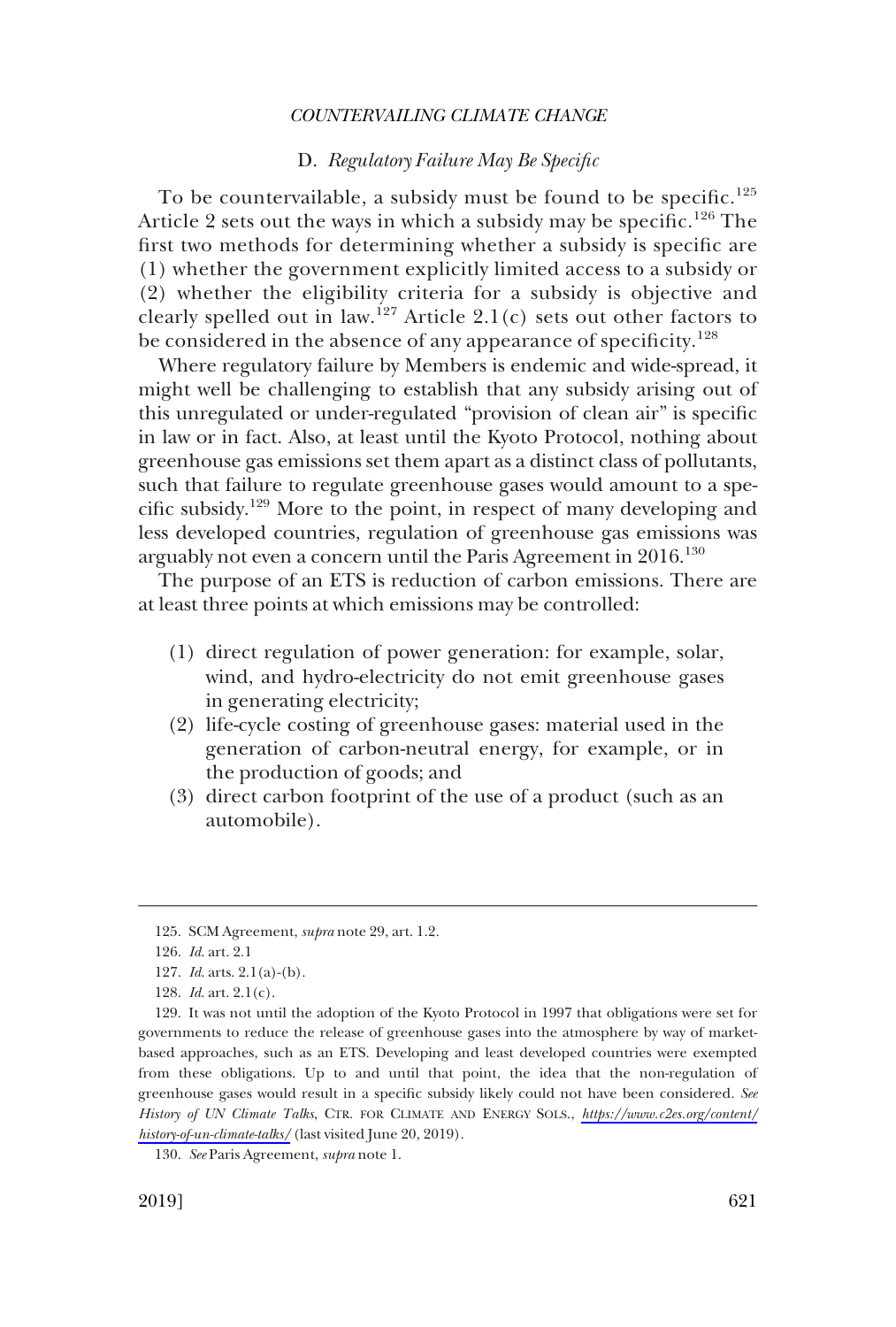### D. *Regulatory Failure May Be Specific*

To be countervailable, a subsidy must be found to be specific.[125] Article 2 sets out the ways in which a subsidy may be specific.[126] The first two methods for determining whether a subsidy is specific are (1) whether the government explicitly limited access to a subsidy or (2) whether the eligibility criteria for a subsidy is objective and clearly spelled out in law.[127] Article 2.1(c) sets out other factors to be considered in the absence of any appearance of specificity.[128]

Where regulatory failure by Members is endemic and wide-spread, it might well be challenging to establish that any subsidy arising out of this unregulated or under-regulated "provision of clean air" is specific in law or in fact. Also, at least until the Kyoto Protocol, nothing about greenhouse gas emissions set them apart as a distinct class of pollutants, such that failure to regulate greenhouse gases would amount to a specific subsidy.[129] More to the point, in respect of many developing and less developed countries, regulation of greenhouse gas emissions was arguably not even a concern until the Paris Agreement in 2016.[130]

The purpose of an ETS is reduction of carbon emissions. There are at least three points at which emissions may be controlled:

(1) direct regulation of power generation: for example, solar, wind, and hydro-electricity do not emit greenhouse gases in generating electricity;
(2) life-cycle costing of greenhouse gases: material used in the generation of carbon-neutral energy, for example, or in the production of goods; and
(3) direct carbon footprint of the use of a product (such as an automobile).

---

125. SCM Agreement, *supra* note 29, art. 1.2.

126. *Id.* art. 2.1

127. *Id.* arts. 2.1(a)-(b).

128. *Id.* art. 2.1(c).

129. It was not until the adoption of the Kyoto Protocol in 1997 that obligations were set for governments to reduce the release of greenhouse gases into the atmosphere by way of market-based approaches, such as an ETS. Developing and least developed countries were exempted from these obligations. Up to and until that point, the idea that the non-regulation of greenhouse gases would result in a specific subsidy likely could not have been considered. *See History of UN Climate Talks*, CTR. FOR CLIMATE AND ENERGY SOLS., https://www.c2es.org/content/history-of-un-climate-talks/ (last visited June 20, 2019).

130. *See* Paris Agreement, *supra* note 1.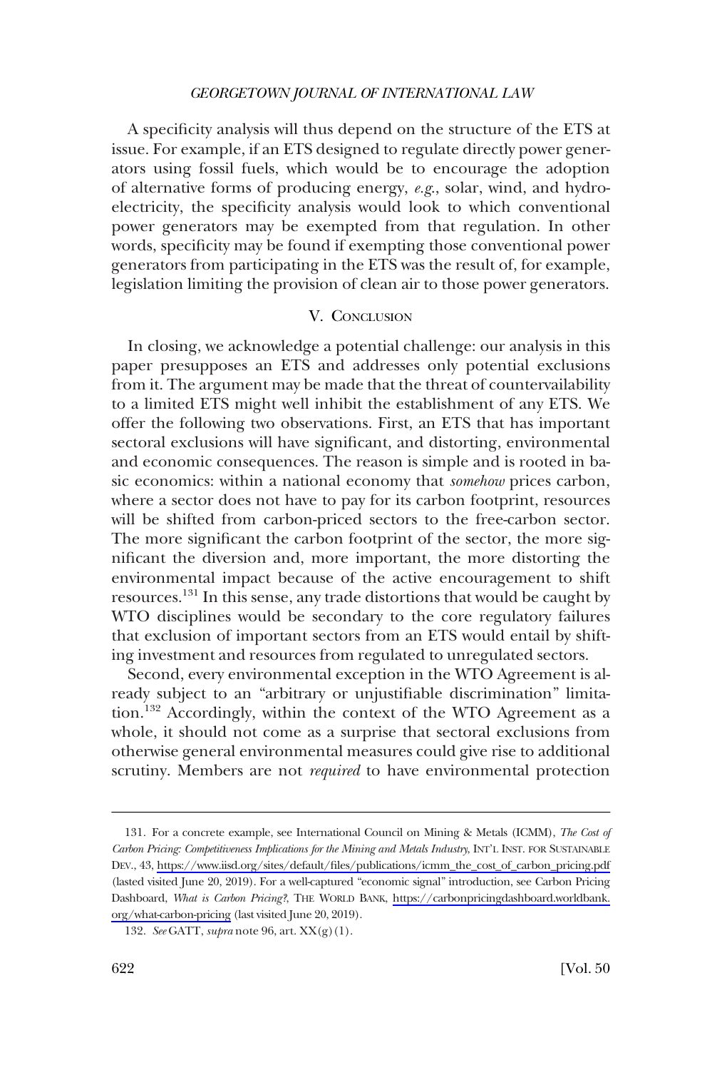A specificity analysis will thus depend on the structure of the ETS at issue. For example, if an ETS designed to regulate directly power generators using fossil fuels, which would be to encourage the adoption of alternative forms of producing energy, *e.g.*, solar, wind, and hydroelectricity, the specificity analysis would look to which conventional power generators may be exempted from that regulation. In other words, specificity may be found if exempting those conventional power generators from participating in the ETS was the result of, for example, legislation limiting the provision of clean air to those power generators.

## V. Conclusion

In closing, we acknowledge a potential challenge: our analysis in this paper presupposes an ETS and addresses only potential exclusions from it. The argument may be made that the threat of countervailability to a limited ETS might well inhibit the establishment of any ETS. We offer the following two observations. First, an ETS that has important sectoral exclusions will have significant, and distorting, environmental and economic consequences. The reason is simple and is rooted in basic economics: within a national economy that *somehow* prices carbon, where a sector does not have to pay for its carbon footprint, resources will be shifted from carbon-priced sectors to the free-carbon sector. The more significant the carbon footprint of the sector, the more significant the diversion and, more important, the more distorting the environmental impact because of the active encouragement to shift resources.[131] In this sense, any trade distortions that would be caught by WTO disciplines would be secondary to the core regulatory failures that exclusion of important sectors from an ETS would entail by shifting investment and resources from regulated to unregulated sectors.

Second, every environmental exception in the WTO Agreement is already subject to an "arbitrary or unjustifiable discrimination" limitation.[132] Accordingly, within the context of the WTO Agreement as a whole, it should not come as a surprise that sectoral exclusions from otherwise general environmental measures could give rise to additional scrutiny. Members are not *required* to have environmental protection

---

131. For a concrete example, see International Council on Mining & Metals (ICMM), *The Cost of Carbon Pricing: Competitiveness Implications for the Mining and Metals Industry*, INT'L INST. FOR SUSTAINABLE DEV., 43, https://www.iisd.org/sites/default/files/publications/icmm_the_cost_of_carbon_pricing.pdf (lasted visited June 20, 2019). For a well-captured "economic signal" introduction, see Carbon Pricing Dashboard, *What is Carbon Pricing?*, THE WORLD BANK, https://carbonpricingdashboard.worldbank.org/what-carbon-pricing (last visited June 20, 2019).

132. *See* GATT, *supra* note 96, art. XX(g)(1).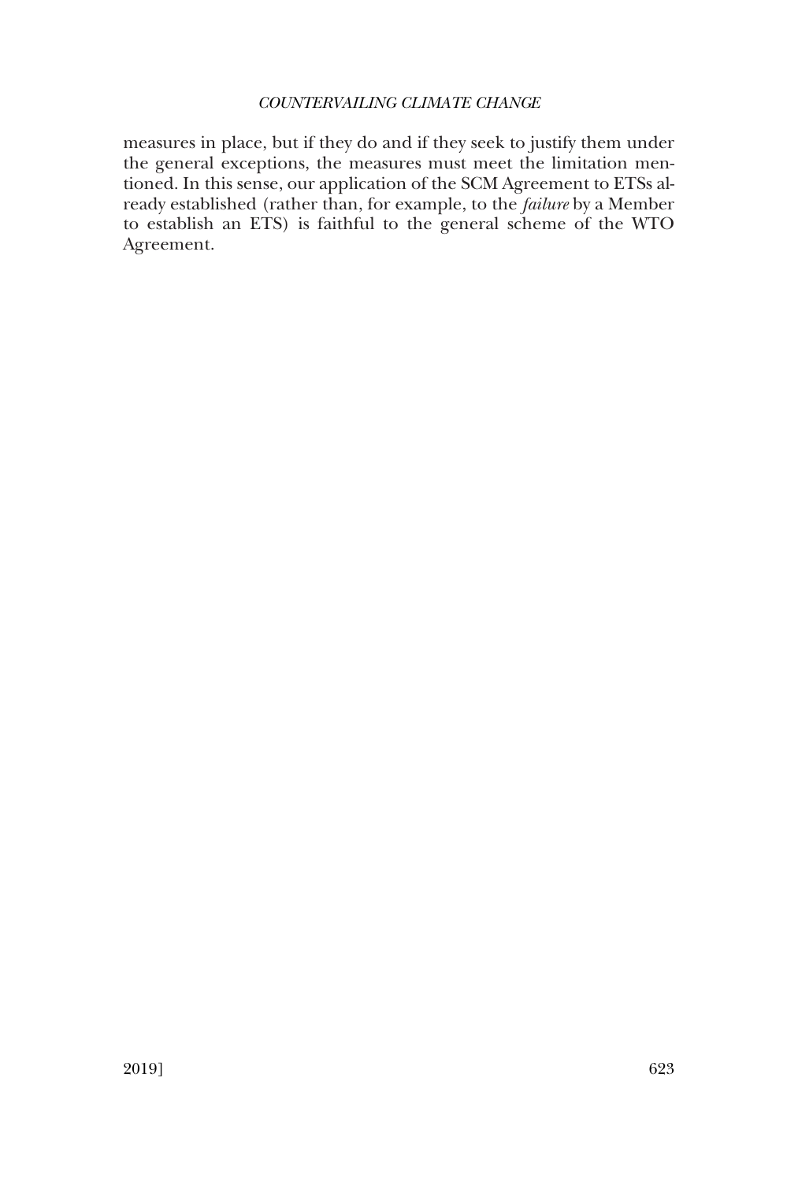measures in place, but if they do and if they seek to justify them under the general exceptions, the measures must meet the limitation mentioned. In this sense, our application of the SCM Agreement to ETSs already established (rather than, for example, to the *failure* by a Member to establish an ETS) is faithful to the general scheme of the WTO Agreement.